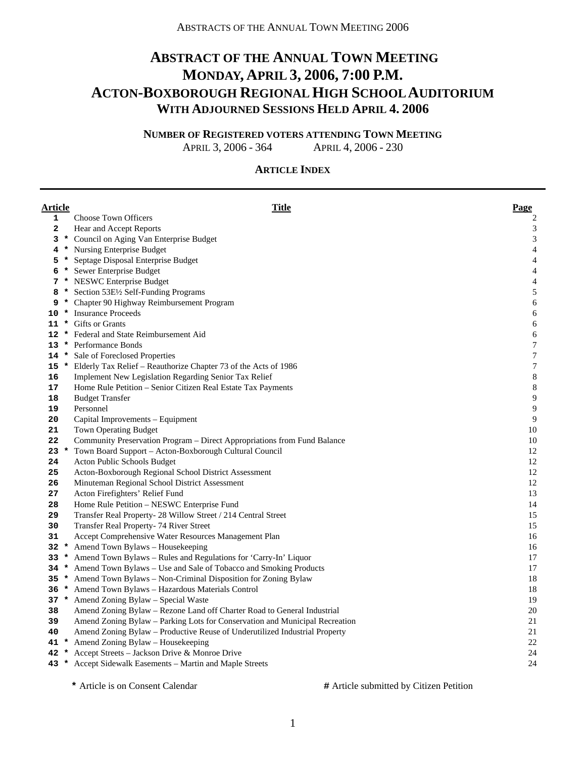# ABSTRACT OF THE ANNUAL TOWN MEETING
# MONDAY, APRIL 3, 2006, 7:00 P.M.
# ACTON-BOXBOROUGH REGIONAL HIGH SCHOOL AUDITORIUM
## WITH ADJOURNED SESSIONS HELD APRIL 4. 2006

**NUMBER OF REGISTERED VOTERS ATTENDING TOWN MEETING**

APRIL 3, 2006 - 364 APRIL 4, 2006 - 230

**ARTICLE INDEX**

| Article | Title | Page |
|---|---|---|
| 1 | Choose Town Officers | 2 |
| 2 | Hear and Accept Reports | 3 |
| 3 * | Council on Aging Van Enterprise Budget | 3 |
| 4 * | Nursing Enterprise Budget | 4 |
| 5 * | Septage Disposal Enterprise Budget | 4 |
| 6 * | Sewer Enterprise Budget | 4 |
| 7 * | NESWC Enterprise Budget | 4 |
| 8 * | Section 53E½ Self-Funding Programs | 5 |
| 9 * | Chapter 90 Highway Reimbursement Program | 6 |
| 10 * | Insurance Proceeds | 6 |
| 11 * | Gifts or Grants | 6 |
| 12 * | Federal and State Reimbursement Aid | 6 |
| 13 * | Performance Bonds | 7 |
| 14 * | Sale of Foreclosed Properties | 7 |
| 15 * | Elderly Tax Relief – Reauthorize Chapter 73 of the Acts of 1986 | 7 |
| 16 | Implement New Legislation Regarding Senior Tax Relief | 8 |
| 17 | Home Rule Petition – Senior Citizen Real Estate Tax Payments | 8 |
| 18 | Budget Transfer | 9 |
| 19 | Personnel | 9 |
| 20 | Capital Improvements – Equipment | 9 |
| 21 | Town Operating Budget | 10 |
| 22 | Community Preservation Program – Direct Appropriations from Fund Balance | 10 |
| 23 * | Town Board Support – Acton-Boxborough Cultural Council | 12 |
| 24 | Acton Public Schools Budget | 12 |
| 25 | Acton-Boxborough Regional School District Assessment | 12 |
| 26 | Minuteman Regional School District Assessment | 12 |
| 27 | Acton Firefighters' Relief Fund | 13 |
| 28 | Home Rule Petition – NESWC Enterprise Fund | 14 |
| 29 | Transfer Real Property- 28 Willow Street / 214 Central Street | 15 |
| 30 | Transfer Real Property- 74 River Street | 15 |
| 31 | Accept Comprehensive Water Resources Management Plan | 16 |
| 32 * | Amend Town Bylaws – Housekeeping | 16 |
| 33 * | Amend Town Bylaws – Rules and Regulations for 'Carry-In' Liquor | 17 |
| 34 * | Amend Town Bylaws – Use and Sale of Tobacco and Smoking Products | 17 |
| 35 * | Amend Town Bylaws – Non-Criminal Disposition for Zoning Bylaw | 18 |
| 36 * | Amend Town Bylaws – Hazardous Materials Control | 18 |
| 37 * | Amend Zoning Bylaw – Special Waste | 19 |
| 38 | Amend Zoning Bylaw – Rezone Land off Charter Road to General Industrial | 20 |
| 39 | Amend Zoning Bylaw – Parking Lots for Conservation and Municipal Recreation | 21 |
| 40 | Amend Zoning Bylaw – Productive Reuse of Underutilized Industrial Property | 21 |
| 41 * | Amend Zoning Bylaw – Housekeeping | 22 |
| 42 * | Accept Streets – Jackson Drive & Monroe Drive | 24 |
| 43 * | Accept Sidewalk Easements – Martin and Maple Streets | 24 |

**\*** Article is on Consent Calendar **#** Article submitted by Citizen Petition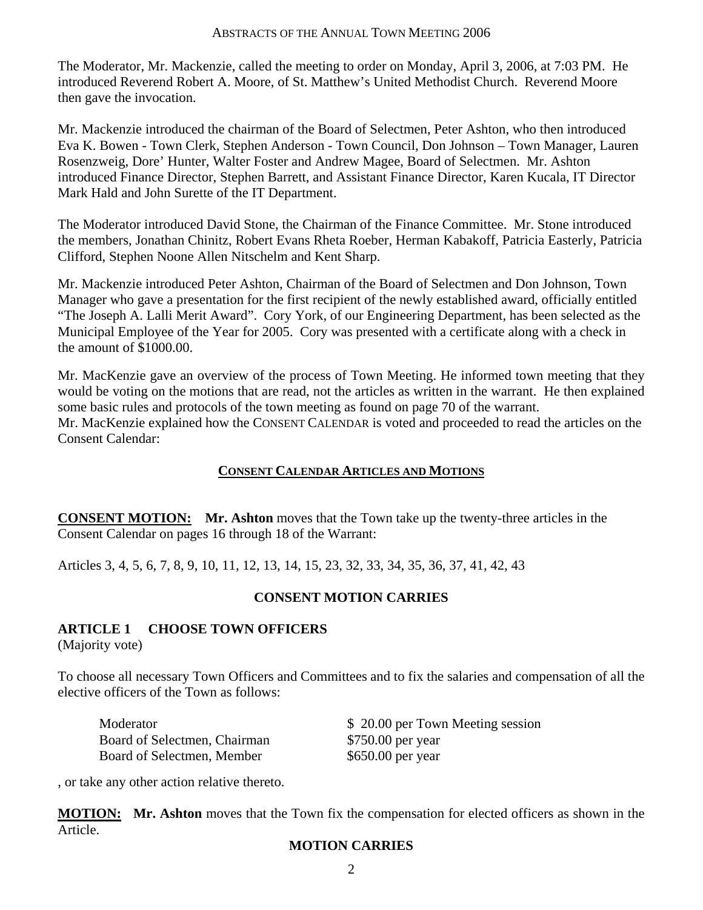The Moderator, Mr. Mackenzie, called the meeting to order on Monday, April 3, 2006, at 7:03 PM. He introduced Reverend Robert A. Moore, of St. Matthew's United Methodist Church. Reverend Moore then gave the invocation.

Mr. Mackenzie introduced the chairman of the Board of Selectmen, Peter Ashton, who then introduced Eva K. Bowen - Town Clerk, Stephen Anderson - Town Council, Don Johnson – Town Manager, Lauren Rosenzweig, Dore' Hunter, Walter Foster and Andrew Magee, Board of Selectmen. Mr. Ashton introduced Finance Director, Stephen Barrett, and Assistant Finance Director, Karen Kucala, IT Director Mark Hald and John Surette of the IT Department.

The Moderator introduced David Stone, the Chairman of the Finance Committee. Mr. Stone introduced the members, Jonathan Chinitz, Robert Evans Rheta Roeber, Herman Kabakoff, Patricia Easterly, Patricia Clifford, Stephen Noone Allen Nitschelm and Kent Sharp.

Mr. Mackenzie introduced Peter Ashton, Chairman of the Board of Selectmen and Don Johnson, Town Manager who gave a presentation for the first recipient of the newly established award, officially entitled "The Joseph A. Lalli Merit Award". Cory York, of our Engineering Department, has been selected as the Municipal Employee of the Year for 2005. Cory was presented with a certificate along with a check in the amount of $1000.00.

Mr. MacKenzie gave an overview of the process of Town Meeting. He informed town meeting that they would be voting on the motions that are read, not the articles as written in the warrant. He then explained some basic rules and protocols of the town meeting as found on page 70 of the warrant.
Mr. MacKenzie explained how the CONSENT CALENDAR is voted and proceeded to read the articles on the Consent Calendar:

## CONSENT CALENDAR ARTICLES AND MOTIONS

**CONSENT MOTION:** **Mr. Ashton** moves that the Town take up the twenty-three articles in the Consent Calendar on pages 16 through 18 of the Warrant:

Articles 3, 4, 5, 6, 7, 8, 9, 10, 11, 12, 13, 14, 15, 23, 32, 33, 34, 35, 36, 37, 41, 42, 43

**CONSENT MOTION CARRIES**

### ARTICLE 1 CHOOSE TOWN OFFICERS

(Majority vote)

To choose all necessary Town Officers and Committees and to fix the salaries and compensation of all the elective officers of the Town as follows:

| | |
|---|---|
| Moderator | $ 20.00 per Town Meeting session |
| Board of Selectmen, Chairman | $750.00 per year |
| Board of Selectmen, Member | $650.00 per year |

, or take any other action relative thereto.

**MOTION:** **Mr. Ashton** moves that the Town fix the compensation for elected officers as shown in the Article.

**MOTION CARRIES**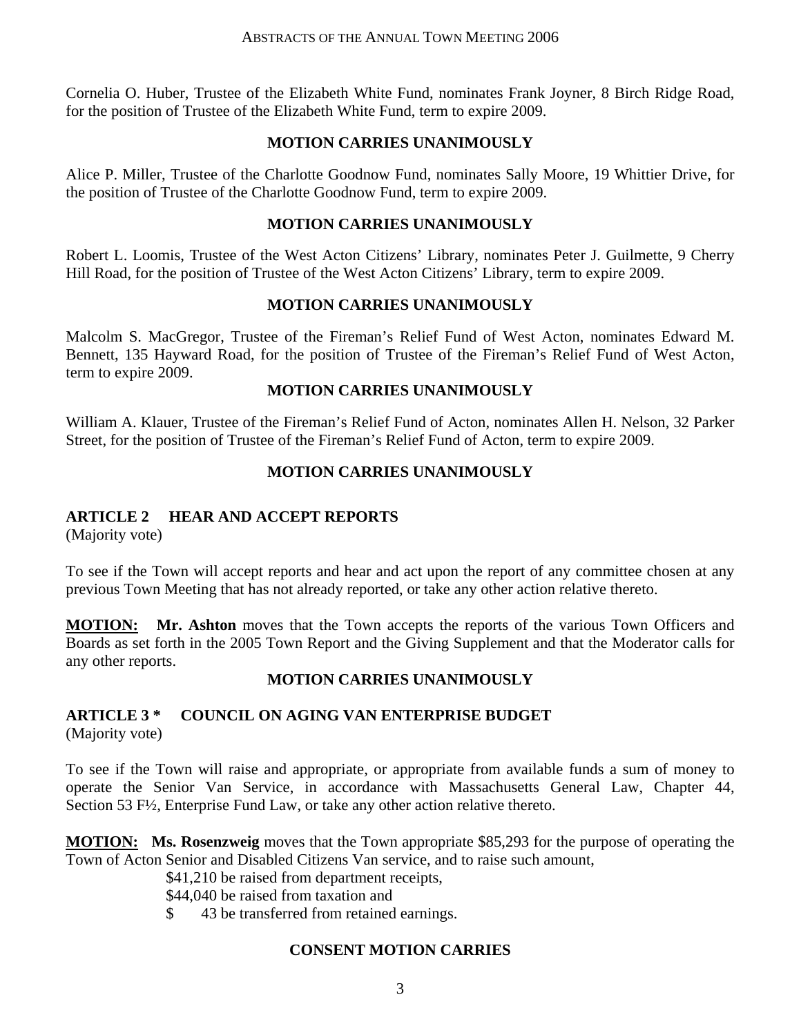Cornelia O. Huber, Trustee of the Elizabeth White Fund, nominates Frank Joyner, 8 Birch Ridge Road, for the position of Trustee of the Elizabeth White Fund, term to expire 2009.

**MOTION CARRIES UNANIMOUSLY**

Alice P. Miller, Trustee of the Charlotte Goodnow Fund, nominates Sally Moore, 19 Whittier Drive, for the position of Trustee of the Charlotte Goodnow Fund, term to expire 2009.

**MOTION CARRIES UNANIMOUSLY**

Robert L. Loomis, Trustee of the West Acton Citizens' Library, nominates Peter J. Guilmette, 9 Cherry Hill Road, for the position of Trustee of the West Acton Citizens' Library, term to expire 2009.

**MOTION CARRIES UNANIMOUSLY**

Malcolm S. MacGregor, Trustee of the Fireman's Relief Fund of West Acton, nominates Edward M. Bennett, 135 Hayward Road, for the position of Trustee of the Fireman's Relief Fund of West Acton, term to expire 2009.

**MOTION CARRIES UNANIMOUSLY**

William A. Klauer, Trustee of the Fireman's Relief Fund of Acton, nominates Allen H. Nelson, 32 Parker Street, for the position of Trustee of the Fireman's Relief Fund of Acton, term to expire 2009.

**MOTION CARRIES UNANIMOUSLY**

## ARTICLE 2 HEAR AND ACCEPT REPORTS

(Majority vote)

To see if the Town will accept reports and hear and act upon the report of any committee chosen at any previous Town Meeting that has not already reported, or take any other action relative thereto.

**MOTION:** **Mr. Ashton** moves that the Town accepts the reports of the various Town Officers and Boards as set forth in the 2005 Town Report and the Giving Supplement and that the Moderator calls for any other reports.

**MOTION CARRIES UNANIMOUSLY**

## ARTICLE 3 * COUNCIL ON AGING VAN ENTERPRISE BUDGET

(Majority vote)

To see if the Town will raise and appropriate, or appropriate from available funds a sum of money to operate the Senior Van Service, in accordance with Massachusetts General Law, Chapter 44, Section 53 F½, Enterprise Fund Law, or take any other action relative thereto.

**MOTION:** **Ms. Rosenzweig** moves that the Town appropriate $85,293 for the purpose of operating the Town of Acton Senior and Disabled Citizens Van service, and to raise such amount,

$41,210 be raised from department receipts,
$44,040 be raised from taxation and
$ 43 be transferred from retained earnings.

**CONSENT MOTION CARRIES**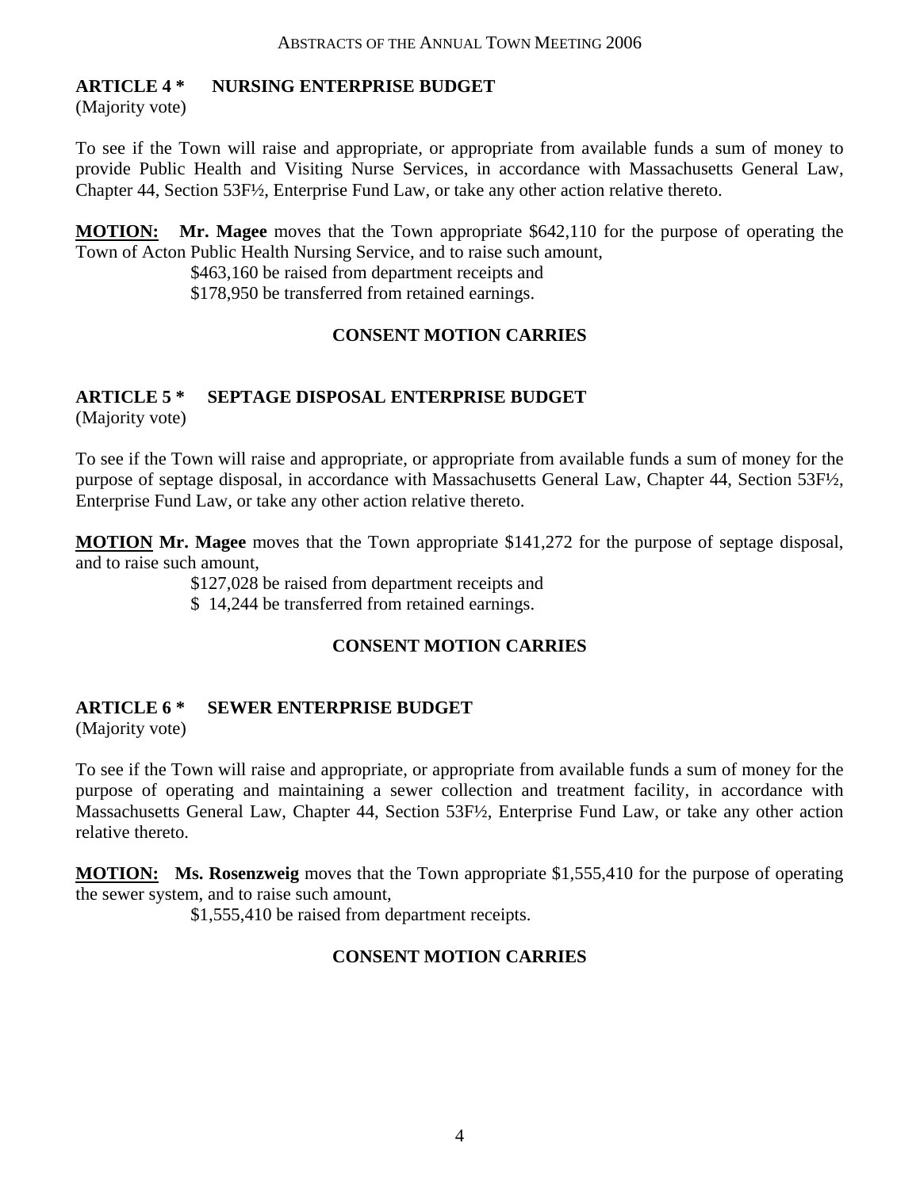## ARTICLE 4 * NURSING ENTERPRISE BUDGET
(Majority vote)

To see if the Town will raise and appropriate, or appropriate from available funds a sum of money to provide Public Health and Visiting Nurse Services, in accordance with Massachusetts General Law, Chapter 44, Section 53F½, Enterprise Fund Law, or take any other action relative thereto.

**MOTION:** **Mr. Magee** moves that the Town appropriate $642,110 for the purpose of operating the Town of Acton Public Health Nursing Service, and to raise such amount,

$463,160 be raised from department receipts and
$178,950 be transferred from retained earnings.

**CONSENT MOTION CARRIES**

## ARTICLE 5 * SEPTAGE DISPOSAL ENTERPRISE BUDGET
(Majority vote)

To see if the Town will raise and appropriate, or appropriate from available funds a sum of money for the purpose of septage disposal, in accordance with Massachusetts General Law, Chapter 44, Section 53F½, Enterprise Fund Law, or take any other action relative thereto.

**MOTION** **Mr. Magee** moves that the Town appropriate $141,272 for the purpose of septage disposal, and to raise such amount,

$127,028 be raised from department receipts and
$ 14,244 be transferred from retained earnings.

**CONSENT MOTION CARRIES**

## ARTICLE 6 * SEWER ENTERPRISE BUDGET
(Majority vote)

To see if the Town will raise and appropriate, or appropriate from available funds a sum of money for the purpose of operating and maintaining a sewer collection and treatment facility, in accordance with Massachusetts General Law, Chapter 44, Section 53F½, Enterprise Fund Law, or take any other action relative thereto.

**MOTION:** **Ms. Rosenzweig** moves that the Town appropriate $1,555,410 for the purpose of operating the sewer system, and to raise such amount,

$1,555,410 be raised from department receipts.

**CONSENT MOTION CARRIES**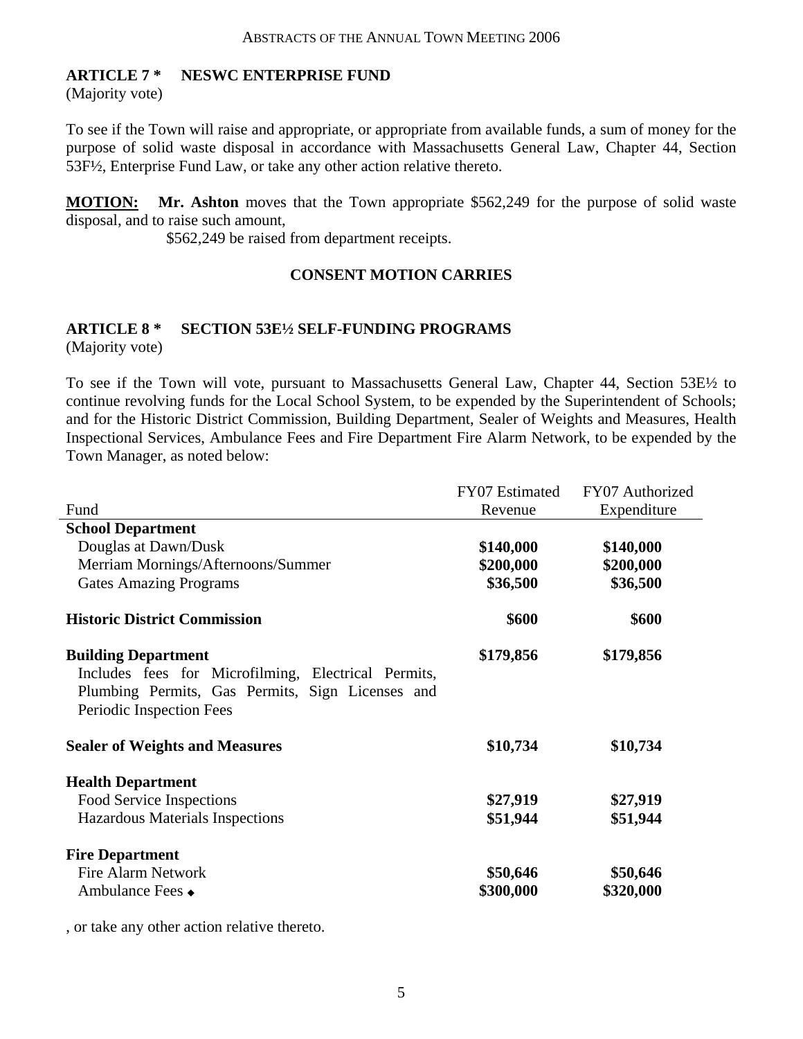## ARTICLE 7 * NESWC ENTERPRISE FUND

(Majority vote)

To see if the Town will raise and appropriate, or appropriate from available funds, a sum of money for the purpose of solid waste disposal in accordance with Massachusetts General Law, Chapter 44, Section 53F½, Enterprise Fund Law, or take any other action relative thereto.

**MOTION:** **Mr. Ashton** moves that the Town appropriate $562,249 for the purpose of solid waste disposal, and to raise such amount,

$562,249 be raised from department receipts.

**CONSENT MOTION CARRIES**

## ARTICLE 8 * SECTION 53E½ SELF-FUNDING PROGRAMS

(Majority vote)

To see if the Town will vote, pursuant to Massachusetts General Law, Chapter 44, Section 53E½ to continue revolving funds for the Local School System, to be expended by the Superintendent of Schools; and for the Historic District Commission, Building Department, Sealer of Weights and Measures, Health Inspectional Services, Ambulance Fees and Fire Department Fire Alarm Network, to be expended by the Town Manager, as noted below:

| Fund | FY07 Estimated Revenue | FY07 Authorized Expenditure |
|---|---|---|
| **School Department** | | |
| Douglas at Dawn/Dusk | **$140,000** | **$140,000** |
| Merriam Mornings/Afternoons/Summer | **$200,000** | **$200,000** |
| Gates Amazing Programs | **$36,500** | **$36,500** |
| **Historic District Commission** | **$600** | **$600** |
| **Building Department** | **$179,856** | **$179,856** |
| Includes fees for Microfilming, Electrical Permits, Plumbing Permits, Gas Permits, Sign Licenses and Periodic Inspection Fees | | |
| **Sealer of Weights and Measures** | **$10,734** | **$10,734** |
| **Health Department** | | |
| Food Service Inspections | **$27,919** | **$27,919** |
| Hazardous Materials Inspections | **$51,944** | **$51,944** |
| **Fire Department** | | |
| Fire Alarm Network | **$50,646** | **$50,646** |
| Ambulance Fees ◆ | **$300,000** | **$320,000** |

, or take any other action relative thereto.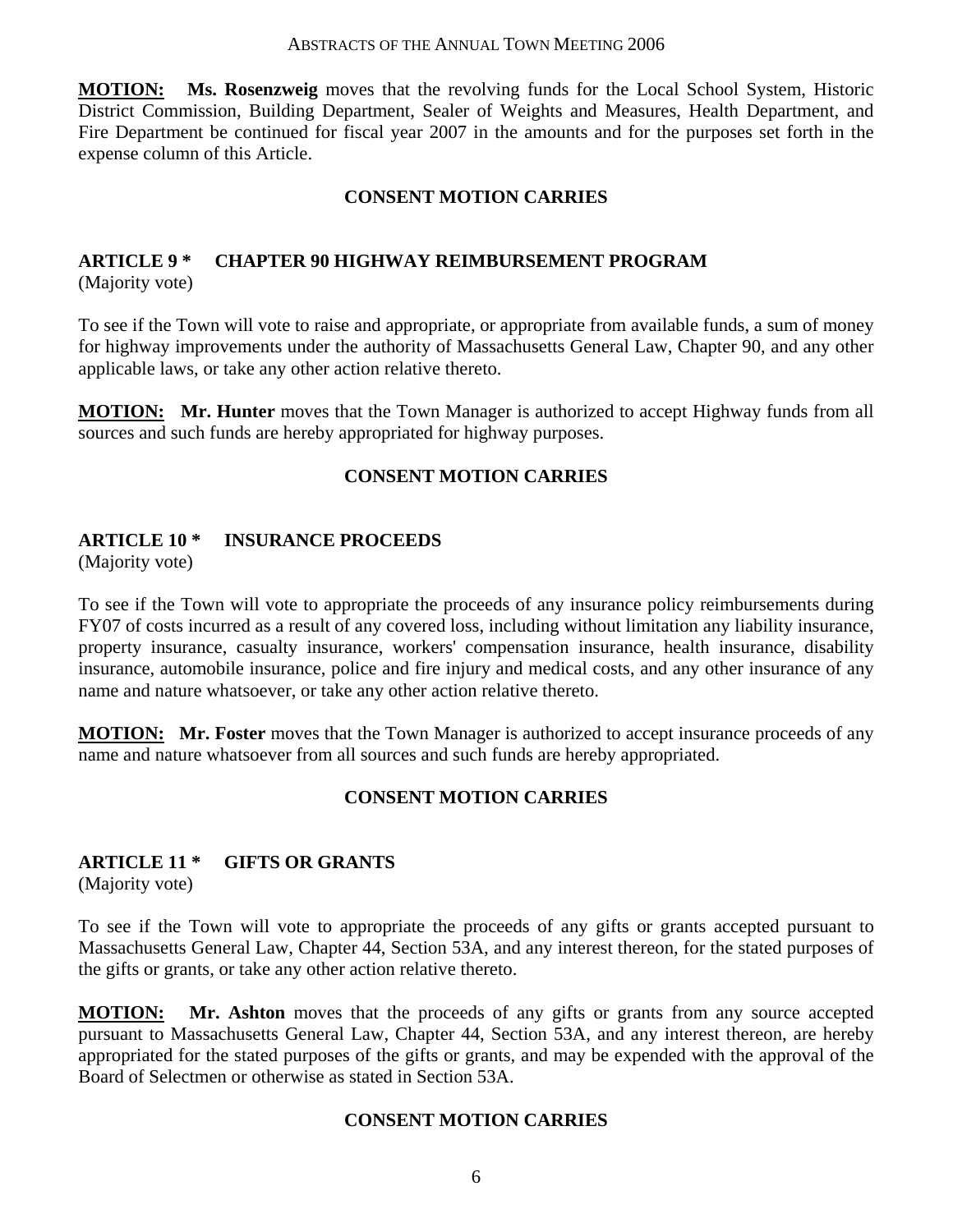**MOTION:** **Ms. Rosenzweig** moves that the revolving funds for the Local School System, Historic District Commission, Building Department, Sealer of Weights and Measures, Health Department, and Fire Department be continued for fiscal year 2007 in the amounts and for the purposes set forth in the expense column of this Article.

**CONSENT MOTION CARRIES**

## ARTICLE 9 * CHAPTER 90 HIGHWAY REIMBURSEMENT PROGRAM

(Majority vote)

To see if the Town will vote to raise and appropriate, or appropriate from available funds, a sum of money for highway improvements under the authority of Massachusetts General Law, Chapter 90, and any other applicable laws, or take any other action relative thereto.

**MOTION:** **Mr. Hunter** moves that the Town Manager is authorized to accept Highway funds from all sources and such funds are hereby appropriated for highway purposes.

**CONSENT MOTION CARRIES**

## ARTICLE 10 * INSURANCE PROCEEDS

(Majority vote)

To see if the Town will vote to appropriate the proceeds of any insurance policy reimbursements during FY07 of costs incurred as a result of any covered loss, including without limitation any liability insurance, property insurance, casualty insurance, workers' compensation insurance, health insurance, disability insurance, automobile insurance, police and fire injury and medical costs, and any other insurance of any name and nature whatsoever, or take any other action relative thereto.

**MOTION:** **Mr. Foster** moves that the Town Manager is authorized to accept insurance proceeds of any name and nature whatsoever from all sources and such funds are hereby appropriated.

**CONSENT MOTION CARRIES**

## ARTICLE 11 * GIFTS OR GRANTS

(Majority vote)

To see if the Town will vote to appropriate the proceeds of any gifts or grants accepted pursuant to Massachusetts General Law, Chapter 44, Section 53A, and any interest thereon, for the stated purposes of the gifts or grants, or take any other action relative thereto.

**MOTION:** **Mr. Ashton** moves that the proceeds of any gifts or grants from any source accepted pursuant to Massachusetts General Law, Chapter 44, Section 53A, and any interest thereon, are hereby appropriated for the stated purposes of the gifts or grants, and may be expended with the approval of the Board of Selectmen or otherwise as stated in Section 53A.

**CONSENT MOTION CARRIES**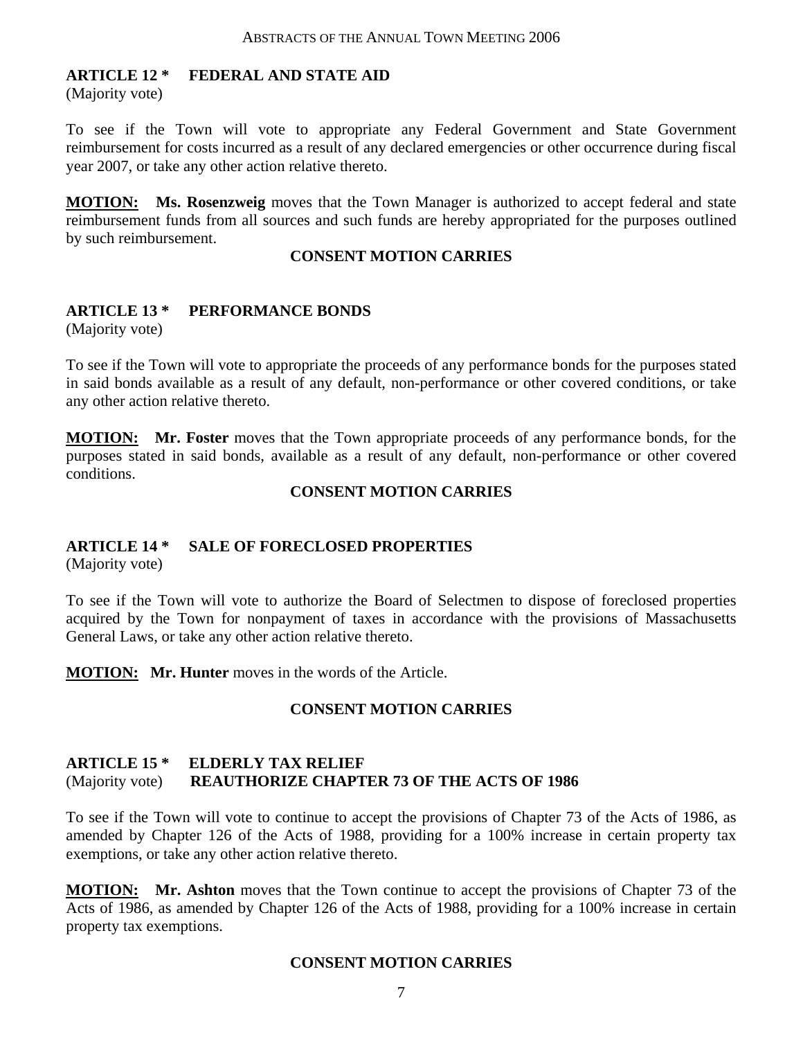## ARTICLE 12 * FEDERAL AND STATE AID

(Majority vote)

To see if the Town will vote to appropriate any Federal Government and State Government reimbursement for costs incurred as a result of any declared emergencies or other occurrence during fiscal year 2007, or take any other action relative thereto.

**MOTION:** **Ms. Rosenzweig** moves that the Town Manager is authorized to accept federal and state reimbursement funds from all sources and such funds are hereby appropriated for the purposes outlined by such reimbursement.

**CONSENT MOTION CARRIES**

## ARTICLE 13 * PERFORMANCE BONDS

(Majority vote)

To see if the Town will vote to appropriate the proceeds of any performance bonds for the purposes stated in said bonds available as a result of any default, non-performance or other covered conditions, or take any other action relative thereto.

**MOTION:** **Mr. Foster** moves that the Town appropriate proceeds of any performance bonds, for the purposes stated in said bonds, available as a result of any default, non-performance or other covered conditions.

**CONSENT MOTION CARRIES**

## ARTICLE 14 * SALE OF FORECLOSED PROPERTIES

(Majority vote)

To see if the Town will vote to authorize the Board of Selectmen to dispose of foreclosed properties acquired by the Town for nonpayment of taxes in accordance with the provisions of Massachusetts General Laws, or take any other action relative thereto.

**MOTION:** **Mr. Hunter** moves in the words of the Article.

**CONSENT MOTION CARRIES**

## ARTICLE 15 * ELDERLY TAX RELIEF

(Majority vote) **REAUTHORIZE CHAPTER 73 OF THE ACTS OF 1986**

To see if the Town will vote to continue to accept the provisions of Chapter 73 of the Acts of 1986, as amended by Chapter 126 of the Acts of 1988, providing for a 100% increase in certain property tax exemptions, or take any other action relative thereto.

**MOTION:** **Mr. Ashton** moves that the Town continue to accept the provisions of Chapter 73 of the Acts of 1986, as amended by Chapter 126 of the Acts of 1988, providing for a 100% increase in certain property tax exemptions.

**CONSENT MOTION CARRIES**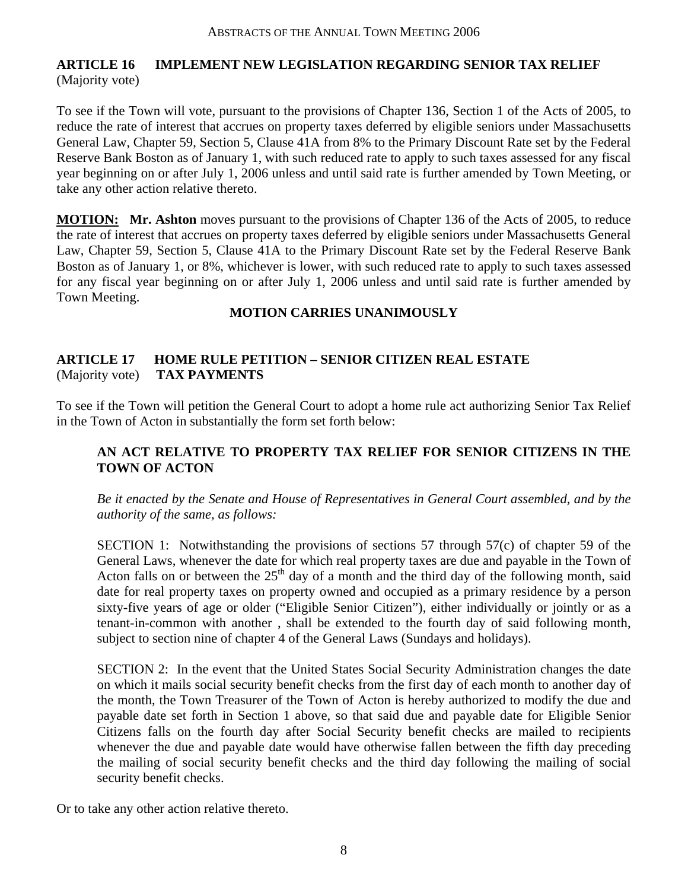## ARTICLE 16 IMPLEMENT NEW LEGISLATION REGARDING SENIOR TAX RELIEF

(Majority vote)

To see if the Town will vote, pursuant to the provisions of Chapter 136, Section 1 of the Acts of 2005, to reduce the rate of interest that accrues on property taxes deferred by eligible seniors under Massachusetts General Law, Chapter 59, Section 5, Clause 41A from 8% to the Primary Discount Rate set by the Federal Reserve Bank Boston as of January 1, with such reduced rate to apply to such taxes assessed for any fiscal year beginning on or after July 1, 2006 unless and until said rate is further amended by Town Meeting, or take any other action relative thereto.

**MOTION: Mr. Ashton** moves pursuant to the provisions of Chapter 136 of the Acts of 2005, to reduce the rate of interest that accrues on property taxes deferred by eligible seniors under Massachusetts General Law, Chapter 59, Section 5, Clause 41A to the Primary Discount Rate set by the Federal Reserve Bank Boston as of January 1, or 8%, whichever is lower, with such reduced rate to apply to such taxes assessed for any fiscal year beginning on or after July 1, 2006 unless and until said rate is further amended by Town Meeting.

**MOTION CARRIES UNANIMOUSLY**

## ARTICLE 17 HOME RULE PETITION – SENIOR CITIZEN REAL ESTATE TAX PAYMENTS

(Majority vote)

To see if the Town will petition the General Court to adopt a home rule act authorizing Senior Tax Relief in the Town of Acton in substantially the form set forth below:

> **AN ACT RELATIVE TO PROPERTY TAX RELIEF FOR SENIOR CITIZENS IN THE TOWN OF ACTON**
>
> *Be it enacted by the Senate and House of Representatives in General Court assembled, and by the authority of the same, as follows:*
>
> SECTION 1: Notwithstanding the provisions of sections 57 through 57(c) of chapter 59 of the General Laws, whenever the date for which real property taxes are due and payable in the Town of Acton falls on or between the 25th day of a month and the third day of the following month, said date for real property taxes on property owned and occupied as a primary residence by a person sixty-five years of age or older ("Eligible Senior Citizen"), either individually or jointly or as a tenant-in-common with another , shall be extended to the fourth day of said following month, subject to section nine of chapter 4 of the General Laws (Sundays and holidays).
>
> SECTION 2: In the event that the United States Social Security Administration changes the date on which it mails social security benefit checks from the first day of each month to another day of the month, the Town Treasurer of the Town of Acton is hereby authorized to modify the due and payable date set forth in Section 1 above, so that said due and payable date for Eligible Senior Citizens falls on the fourth day after Social Security benefit checks are mailed to recipients whenever the due and payable date would have otherwise fallen between the fifth day preceding the mailing of social security benefit checks and the third day following the mailing of social security benefit checks.

Or to take any other action relative thereto.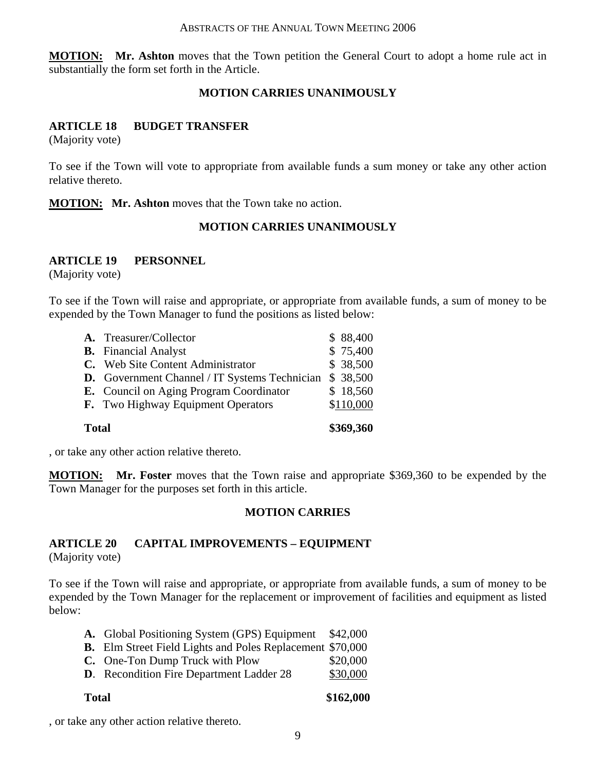**MOTION:** **Mr. Ashton** moves that the Town petition the General Court to adopt a home rule act in substantially the form set forth in the Article.

**MOTION CARRIES UNANIMOUSLY**

## ARTICLE 18 BUDGET TRANSFER

(Majority vote)

To see if the Town will vote to appropriate from available funds a sum money or take any other action relative thereto.

**MOTION:** **Mr. Ashton** moves that the Town take no action.

**MOTION CARRIES UNANIMOUSLY**

## ARTICLE 19 PERSONNEL

(Majority vote)

To see if the Town will raise and appropriate, or appropriate from available funds, a sum of money to be expended by the Town Manager to fund the positions as listed below:

| | |
|---|---|
| **A.** Treasurer/Collector | $ 88,400 |
| **B.** Financial Analyst | $ 75,400 |
| **C.** Web Site Content Administrator | $ 38,500 |
| **D.** Government Channel / IT Systems Technician | $ 38,500 |
| **E.** Council on Aging Program Coordinator | $ 18,560 |
| **F.** Two Highway Equipment Operators | $110,000 |
| **Total** | **$369,360** |

, or take any other action relative thereto.

**MOTION:** **Mr. Foster** moves that the Town raise and appropriate $369,360 to be expended by the Town Manager for the purposes set forth in this article.

**MOTION CARRIES**

## ARTICLE 20 CAPITAL IMPROVEMENTS – EQUIPMENT

(Majority vote)

To see if the Town will raise and appropriate, or appropriate from available funds, a sum of money to be expended by the Town Manager for the replacement or improvement of facilities and equipment as listed below:

| | |
|---|---|
| **A.** Global Positioning System (GPS) Equipment | $42,000 |
| **B.** Elm Street Field Lights and Poles Replacement | $70,000 |
| **C.** One-Ton Dump Truck with Plow | $20,000 |
| **D**. Recondition Fire Department Ladder 28 | $30,000 |
| **Total** | **$162,000** |

, or take any other action relative thereto.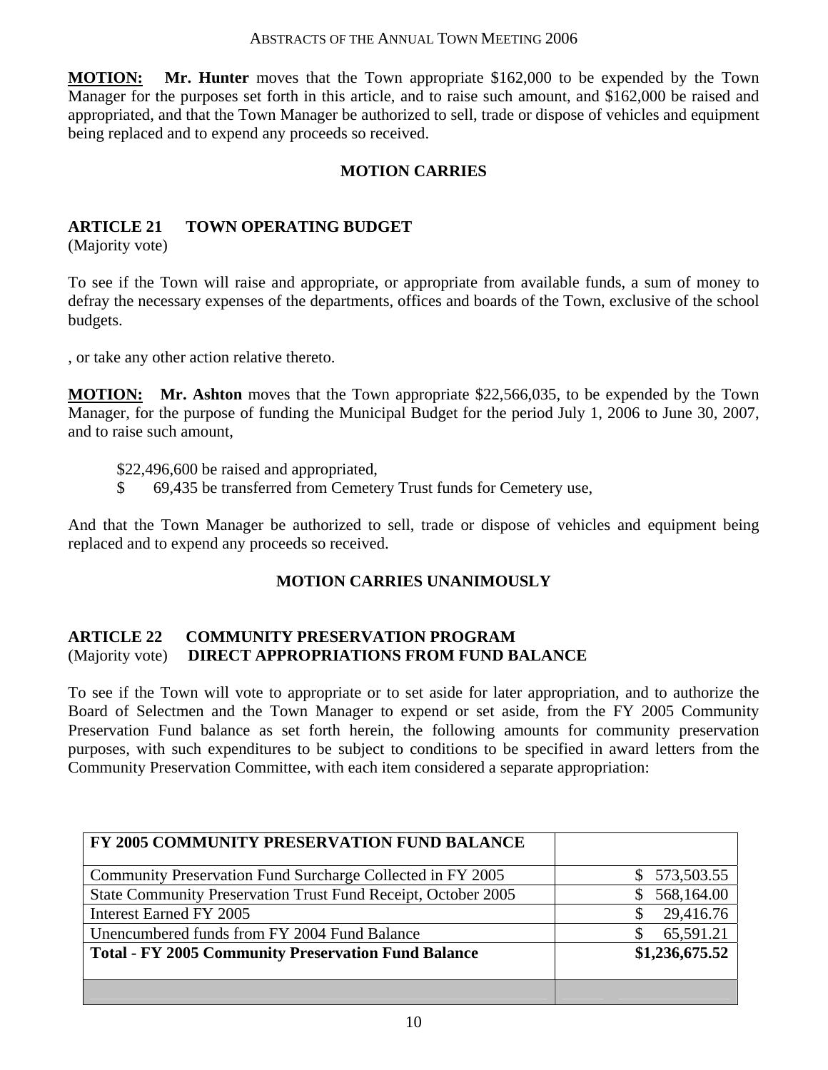**MOTION:** **Mr. Hunter** moves that the Town appropriate $162,000 to be expended by the Town Manager for the purposes set forth in this article, and to raise such amount, and $162,000 be raised and appropriated, and that the Town Manager be authorized to sell, trade or dispose of vehicles and equipment being replaced and to expend any proceeds so received.

**MOTION CARRIES**

**ARTICLE 21 TOWN OPERATING BUDGET**
(Majority vote)

To see if the Town will raise and appropriate, or appropriate from available funds, a sum of money to defray the necessary expenses of the departments, offices and boards of the Town, exclusive of the school budgets.

, or take any other action relative thereto.

**MOTION:** **Mr. Ashton** moves that the Town appropriate $22,566,035, to be expended by the Town Manager, for the purpose of funding the Municipal Budget for the period July 1, 2006 to June 30, 2007, and to raise such amount,

$22,496,600 be raised and appropriated,
$ 69,435 be transferred from Cemetery Trust funds for Cemetery use,

And that the Town Manager be authorized to sell, trade or dispose of vehicles and equipment being replaced and to expend any proceeds so received.

**MOTION CARRIES UNANIMOUSLY**

**ARTICLE 22 COMMUNITY PRESERVATION PROGRAM**
(Majority vote) **DIRECT APPROPRIATIONS FROM FUND BALANCE**

To see if the Town will vote to appropriate or to set aside for later appropriation, and to authorize the Board of Selectmen and the Town Manager to expend or set aside, from the FY 2005 Community Preservation Fund balance as set forth herein, the following amounts for community preservation purposes, with such expenditures to be subject to conditions to be specified in award letters from the Community Preservation Committee, with each item considered a separate appropriation:

| **FY 2005 COMMUNITY PRESERVATION FUND BALANCE** | |
|---|---|
| Community Preservation Fund Surcharge Collected in FY 2005 | $ 573,503.55 |
| State Community Preservation Trust Fund Receipt, October 2005 | $ 568,164.00 |
| Interest Earned FY 2005 | $ 29,416.76 |
| Unencumbered funds from FY 2004 Fund Balance | $ 65,591.21 |
| **Total - FY 2005 Community Preservation Fund Balance** | **$1,236,675.52** |
| | |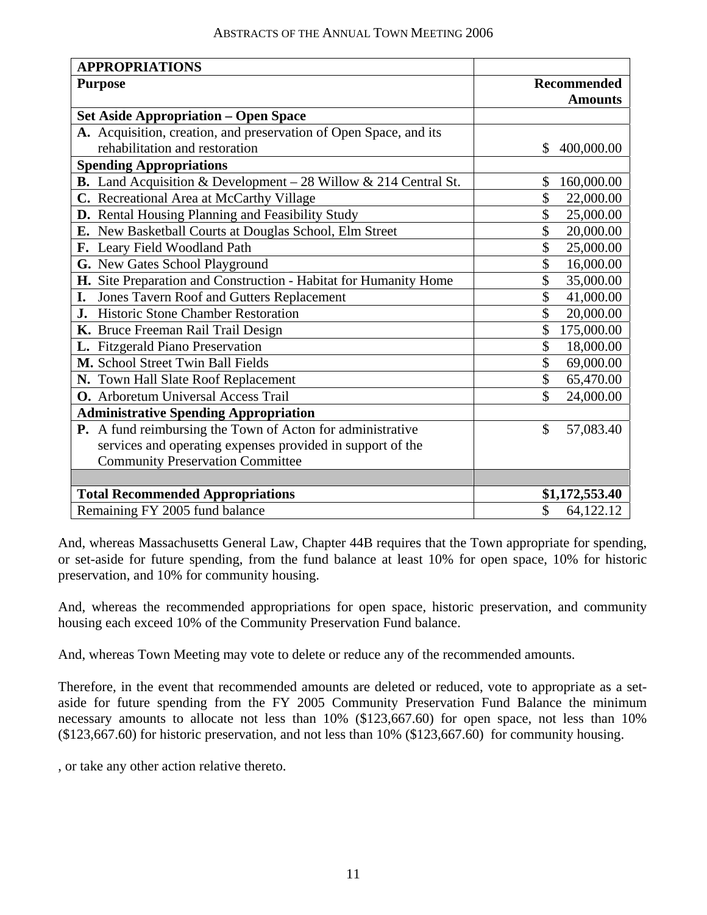| APPROPRIATIONS | |
|---|---|
| **Purpose** | **Recommended Amounts** |
| **Set Aside Appropriation – Open Space** | |
| **A.** Acquisition, creation, and preservation of Open Space, and its rehabilitation and restoration | $ 400,000.00 |
| **Spending Appropriations** | |
| **B.** Land Acquisition & Development – 28 Willow & 214 Central St. | $ 160,000.00 |
| **C.** Recreational Area at McCarthy Village | $ 22,000.00 |
| **D.** Rental Housing Planning and Feasibility Study | $ 25,000.00 |
| **E.** New Basketball Courts at Douglas School, Elm Street | $ 20,000.00 |
| **F.** Leary Field Woodland Path | $ 25,000.00 |
| **G.** New Gates School Playground | $ 16,000.00 |
| **H.** Site Preparation and Construction - Habitat for Humanity Home | $ 35,000.00 |
| **I.** Jones Tavern Roof and Gutters Replacement | $ 41,000.00 |
| **J.** Historic Stone Chamber Restoration | $ 20,000.00 |
| **K.** Bruce Freeman Rail Trail Design | $ 175,000.00 |
| **L.** Fitzgerald Piano Preservation | $ 18,000.00 |
| **M.** School Street Twin Ball Fields | $ 69,000.00 |
| **N.** Town Hall Slate Roof Replacement | $ 65,470.00 |
| **O.** Arboretum Universal Access Trail | $ 24,000.00 |
| **Administrative Spending Appropriation** | |
| **P.** A fund reimbursing the Town of Acton for administrative services and operating expenses provided in support of the Community Preservation Committee | $ 57,083.40 |
| | |
| **Total Recommended Appropriations** | **$1,172,553.40** |
| Remaining FY 2005 fund balance | $ 64,122.12 |

And, whereas Massachusetts General Law, Chapter 44B requires that the Town appropriate for spending, or set-aside for future spending, from the fund balance at least 10% for open space, 10% for historic preservation, and 10% for community housing.

And, whereas the recommended appropriations for open space, historic preservation, and community housing each exceed 10% of the Community Preservation Fund balance.

And, whereas Town Meeting may vote to delete or reduce any of the recommended amounts.

Therefore, in the event that recommended amounts are deleted or reduced, vote to appropriate as a set-aside for future spending from the FY 2005 Community Preservation Fund Balance the minimum necessary amounts to allocate not less than 10% ($123,667.60) for open space, not less than 10% ($123,667.60) for historic preservation, and not less than 10% ($123,667.60) for community housing.

, or take any other action relative thereto.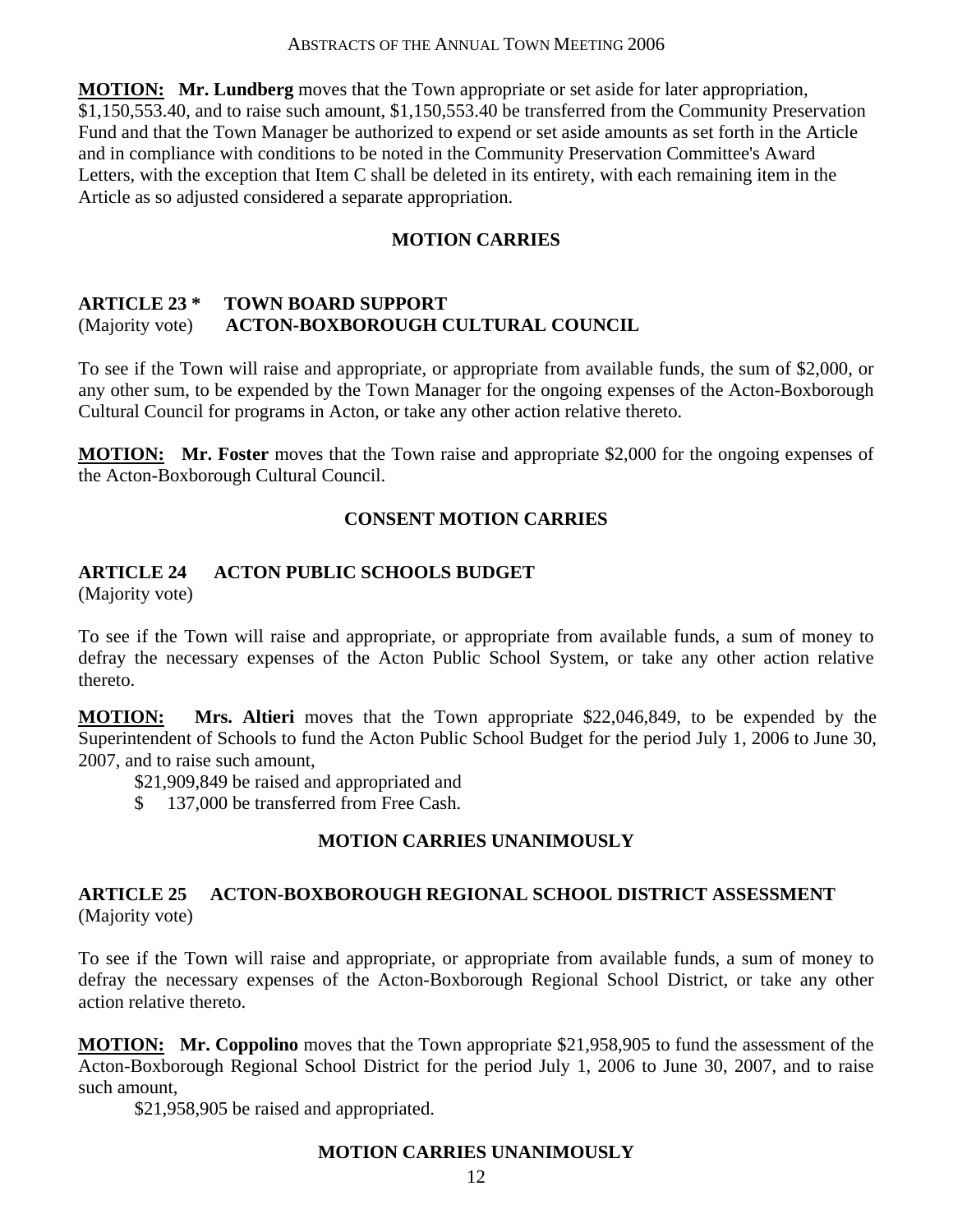**MOTION:** **Mr. Lundberg** moves that the Town appropriate or set aside for later appropriation, $1,150,553.40, and to raise such amount, $1,150,553.40 be transferred from the Community Preservation Fund and that the Town Manager be authorized to expend or set aside amounts as set forth in the Article and in compliance with conditions to be noted in the Community Preservation Committee's Award Letters, with the exception that Item C shall be deleted in its entirety, with each remaining item in the Article as so adjusted considered a separate appropriation.

**MOTION CARRIES**

## ARTICLE 23 * TOWN BOARD SUPPORT
(Majority vote) **ACTON-BOXBOROUGH CULTURAL COUNCIL**

To see if the Town will raise and appropriate, or appropriate from available funds, the sum of $2,000, or any other sum, to be expended by the Town Manager for the ongoing expenses of the Acton-Boxborough Cultural Council for programs in Acton, or take any other action relative thereto.

**MOTION:** **Mr. Foster** moves that the Town raise and appropriate $2,000 for the ongoing expenses of the Acton-Boxborough Cultural Council.

**CONSENT MOTION CARRIES**

## ARTICLE 24 ACTON PUBLIC SCHOOLS BUDGET
(Majority vote)

To see if the Town will raise and appropriate, or appropriate from available funds, a sum of money to defray the necessary expenses of the Acton Public School System, or take any other action relative thereto.

**MOTION:** **Mrs. Altieri** moves that the Town appropriate $22,046,849, to be expended by the Superintendent of Schools to fund the Acton Public School Budget for the period July 1, 2006 to June 30, 2007, and to raise such amount,

$21,909,849 be raised and appropriated and
$ 137,000 be transferred from Free Cash.

**MOTION CARRIES UNANIMOUSLY**

## ARTICLE 25 ACTON-BOXBOROUGH REGIONAL SCHOOL DISTRICT ASSESSMENT
(Majority vote)

To see if the Town will raise and appropriate, or appropriate from available funds, a sum of money to defray the necessary expenses of the Acton-Boxborough Regional School District, or take any other action relative thereto.

**MOTION:** **Mr. Coppolino** moves that the Town appropriate $21,958,905 to fund the assessment of the Acton-Boxborough Regional School District for the period July 1, 2006 to June 30, 2007, and to raise such amount,

$21,958,905 be raised and appropriated.

**MOTION CARRIES UNANIMOUSLY**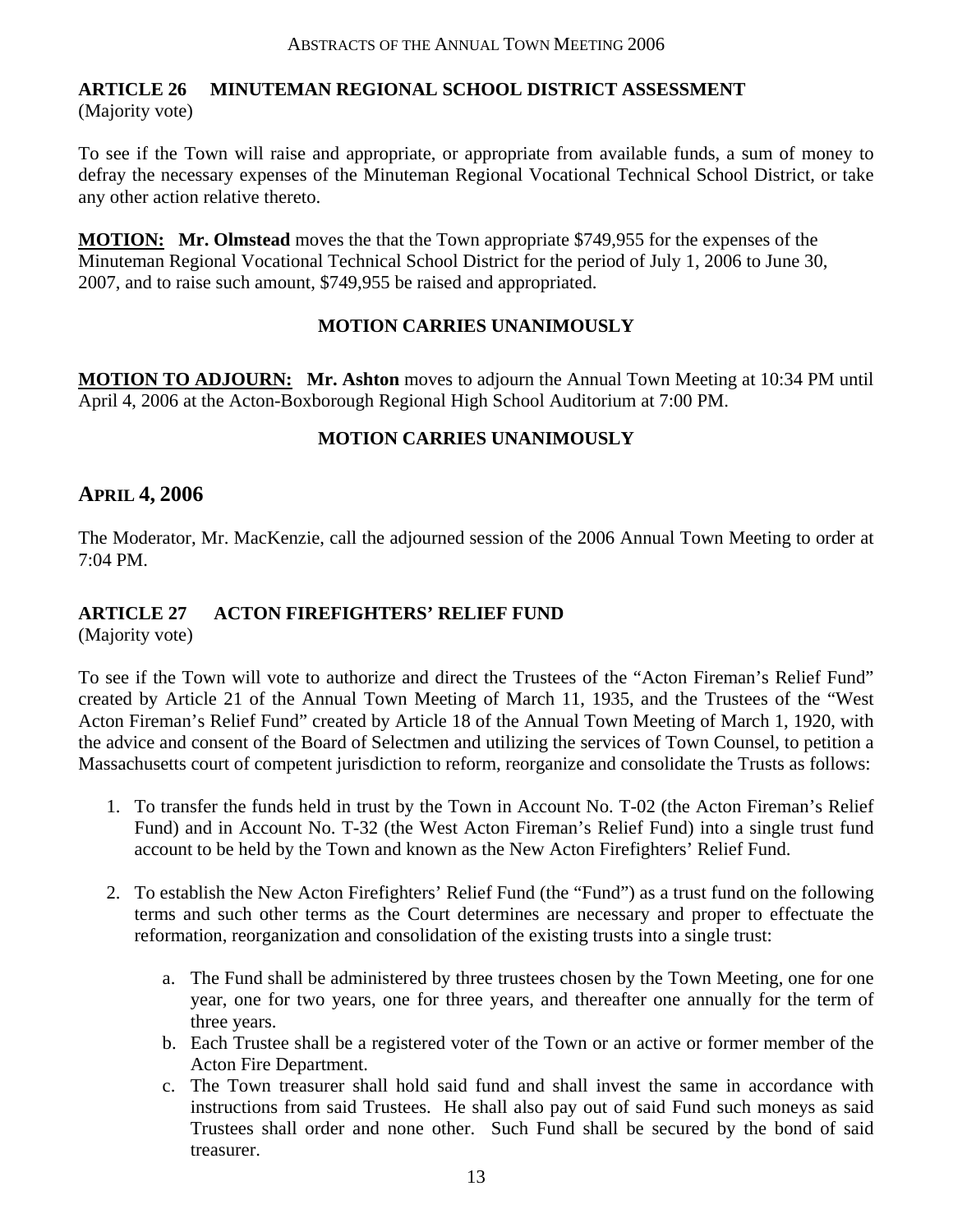## ARTICLE 26 MINUTEMAN REGIONAL SCHOOL DISTRICT ASSESSMENT

(Majority vote)

To see if the Town will raise and appropriate, or appropriate from available funds, a sum of money to defray the necessary expenses of the Minuteman Regional Vocational Technical School District, or take any other action relative thereto.

**MOTION:** **Mr. Olmstead** moves the that the Town appropriate $749,955 for the expenses of the Minuteman Regional Vocational Technical School District for the period of July 1, 2006 to June 30, 2007, and to raise such amount, $749,955 be raised and appropriated.

**MOTION CARRIES UNANIMOUSLY**

**MOTION TO ADJOURN:** **Mr. Ashton** moves to adjourn the Annual Town Meeting at 10:34 PM until April 4, 2006 at the Acton-Boxborough Regional High School Auditorium at 7:00 PM.

**MOTION CARRIES UNANIMOUSLY**

# APRIL 4, 2006

The Moderator, Mr. MacKenzie, call the adjourned session of the 2006 Annual Town Meeting to order at 7:04 PM.

## ARTICLE 27 ACTON FIREFIGHTERS' RELIEF FUND

(Majority vote)

To see if the Town will vote to authorize and direct the Trustees of the "Acton Fireman's Relief Fund" created by Article 21 of the Annual Town Meeting of March 11, 1935, and the Trustees of the "West Acton Fireman's Relief Fund" created by Article 18 of the Annual Town Meeting of March 1, 1920, with the advice and consent of the Board of Selectmen and utilizing the services of Town Counsel, to petition a Massachusetts court of competent jurisdiction to reform, reorganize and consolidate the Trusts as follows:

1. To transfer the funds held in trust by the Town in Account No. T-02 (the Acton Fireman's Relief Fund) and in Account No. T-32 (the West Acton Fireman's Relief Fund) into a single trust fund account to be held by the Town and known as the New Acton Firefighters' Relief Fund.

2. To establish the New Acton Firefighters' Relief Fund (the "Fund") as a trust fund on the following terms and such other terms as the Court determines are necessary and proper to effectuate the reformation, reorganization and consolidation of the existing trusts into a single trust:

   a. The Fund shall be administered by three trustees chosen by the Town Meeting, one for one year, one for two years, one for three years, and thereafter one annually for the term of three years.
   b. Each Trustee shall be a registered voter of the Town or an active or former member of the Acton Fire Department.
   c. The Town treasurer shall hold said fund and shall invest the same in accordance with instructions from said Trustees. He shall also pay out of said Fund such moneys as said Trustees shall order and none other. Such Fund shall be secured by the bond of said treasurer.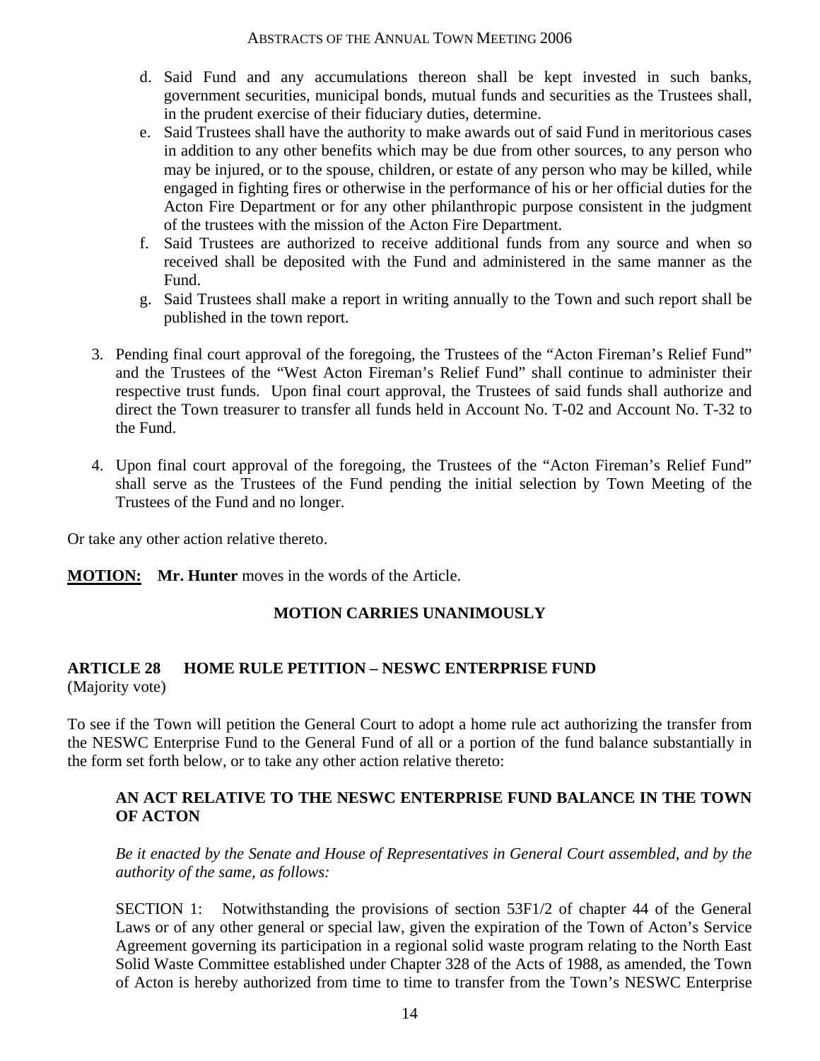d. Said Fund and any accumulations thereon shall be kept invested in such banks, government securities, municipal bonds, mutual funds and securities as the Trustees shall, in the prudent exercise of their fiduciary duties, determine.
e. Said Trustees shall have the authority to make awards out of said Fund in meritorious cases in addition to any other benefits which may be due from other sources, to any person who may be injured, or to the spouse, children, or estate of any person who may be killed, while engaged in fighting fires or otherwise in the performance of his or her official duties for the Acton Fire Department or for any other philanthropic purpose consistent in the judgment of the trustees with the mission of the Acton Fire Department.
f. Said Trustees are authorized to receive additional funds from any source and when so received shall be deposited with the Fund and administered in the same manner as the Fund.
g. Said Trustees shall make a report in writing annually to the Town and such report shall be published in the town report.

3. Pending final court approval of the foregoing, the Trustees of the "Acton Fireman's Relief Fund" and the Trustees of the "West Acton Fireman's Relief Fund" shall continue to administer their respective trust funds. Upon final court approval, the Trustees of said funds shall authorize and direct the Town treasurer to transfer all funds held in Account No. T-02 and Account No. T-32 to the Fund.

4. Upon final court approval of the foregoing, the Trustees of the "Acton Fireman's Relief Fund" shall serve as the Trustees of the Fund pending the initial selection by Town Meeting of the Trustees of the Fund and no longer.

Or take any other action relative thereto.

**MOTION:** **Mr. Hunter** moves in the words of the Article.

**MOTION CARRIES UNANIMOUSLY**

## ARTICLE 28 HOME RULE PETITION – NESWC ENTERPRISE FUND

(Majority vote)

To see if the Town will petition the General Court to adopt a home rule act authorizing the transfer from the NESWC Enterprise Fund to the General Fund of all or a portion of the fund balance substantially in the form set forth below, or to take any other action relative thereto:

**AN ACT RELATIVE TO THE NESWC ENTERPRISE FUND BALANCE IN THE TOWN OF ACTON**

*Be it enacted by the Senate and House of Representatives in General Court assembled, and by the authority of the same, as follows:*

SECTION 1: Notwithstanding the provisions of section 53F1/2 of chapter 44 of the General Laws or of any other general or special law, given the expiration of the Town of Acton's Service Agreement governing its participation in a regional solid waste program relating to the North East Solid Waste Committee established under Chapter 328 of the Acts of 1988, as amended, the Town of Acton is hereby authorized from time to time to transfer from the Town's NESWC Enterprise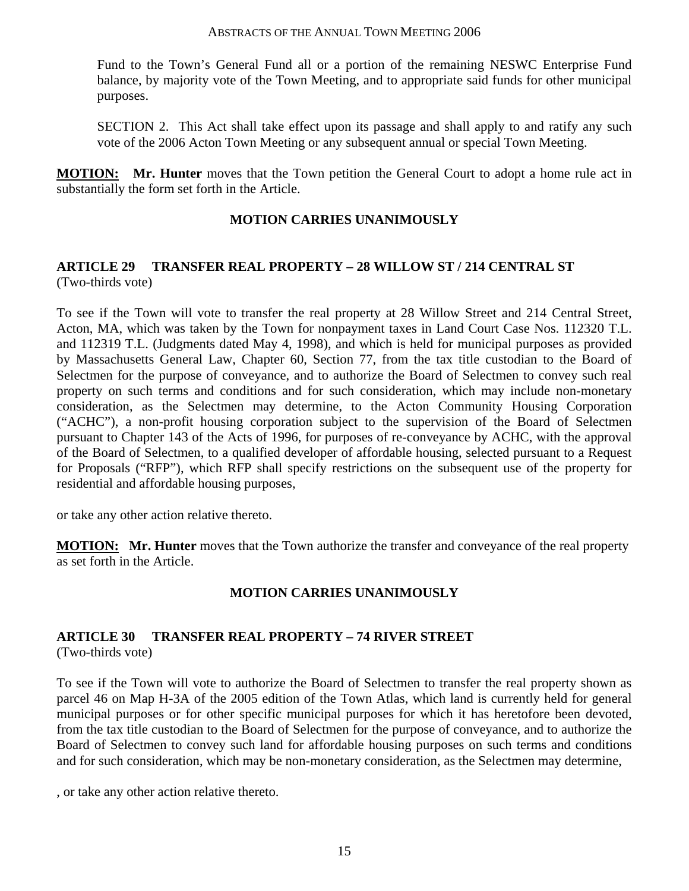Fund to the Town's General Fund all or a portion of the remaining NESWC Enterprise Fund balance, by majority vote of the Town Meeting, and to appropriate said funds for other municipal purposes.

SECTION 2. This Act shall take effect upon its passage and shall apply to and ratify any such vote of the 2006 Acton Town Meeting or any subsequent annual or special Town Meeting.

**MOTION:** **Mr. Hunter** moves that the Town petition the General Court to adopt a home rule act in substantially the form set forth in the Article.

**MOTION CARRIES UNANIMOUSLY**

## ARTICLE 29 TRANSFER REAL PROPERTY – 28 WILLOW ST / 214 CENTRAL ST

(Two-thirds vote)

To see if the Town will vote to transfer the real property at 28 Willow Street and 214 Central Street, Acton, MA, which was taken by the Town for nonpayment taxes in Land Court Case Nos. 112320 T.L. and 112319 T.L. (Judgments dated May 4, 1998), and which is held for municipal purposes as provided by Massachusetts General Law, Chapter 60, Section 77, from the tax title custodian to the Board of Selectmen for the purpose of conveyance, and to authorize the Board of Selectmen to convey such real property on such terms and conditions and for such consideration, which may include non-monetary consideration, as the Selectmen may determine, to the Acton Community Housing Corporation ("ACHC"), a non-profit housing corporation subject to the supervision of the Board of Selectmen pursuant to Chapter 143 of the Acts of 1996, for purposes of re-conveyance by ACHC, with the approval of the Board of Selectmen, to a qualified developer of affordable housing, selected pursuant to a Request for Proposals ("RFP"), which RFP shall specify restrictions on the subsequent use of the property for residential and affordable housing purposes,

or take any other action relative thereto.

**MOTION:** **Mr. Hunter** moves that the Town authorize the transfer and conveyance of the real property as set forth in the Article.

**MOTION CARRIES UNANIMOUSLY**

## ARTICLE 30 TRANSFER REAL PROPERTY – 74 RIVER STREET

(Two-thirds vote)

To see if the Town will vote to authorize the Board of Selectmen to transfer the real property shown as parcel 46 on Map H-3A of the 2005 edition of the Town Atlas, which land is currently held for general municipal purposes or for other specific municipal purposes for which it has heretofore been devoted, from the tax title custodian to the Board of Selectmen for the purpose of conveyance, and to authorize the Board of Selectmen to convey such land for affordable housing purposes on such terms and conditions and for such consideration, which may be non-monetary consideration, as the Selectmen may determine,

, or take any other action relative thereto.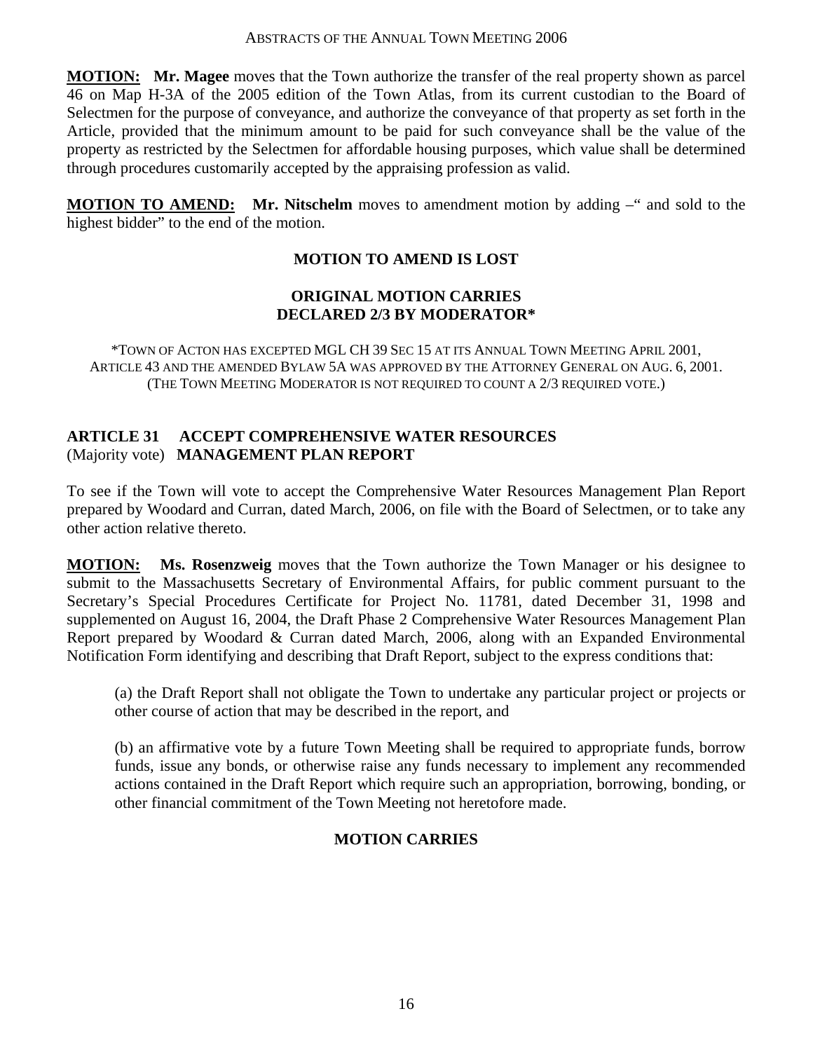**MOTION:** **Mr. Magee** moves that the Town authorize the transfer of the real property shown as parcel 46 on Map H-3A of the 2005 edition of the Town Atlas, from its current custodian to the Board of Selectmen for the purpose of conveyance, and authorize the conveyance of that property as set forth in the Article, provided that the minimum amount to be paid for such conveyance shall be the value of the property as restricted by the Selectmen for affordable housing purposes, which value shall be determined through procedures customarily accepted by the appraising profession as valid.

**MOTION TO AMEND:** **Mr. Nitschelm** moves to amendment motion by adding –" and sold to the highest bidder" to the end of the motion.

**MOTION TO AMEND IS LOST**

**ORIGINAL MOTION CARRIES**
**DECLARED 2/3 BY MODERATOR***

*TOWN OF ACTON HAS EXCEPTED MGL CH 39 SEC 15 AT ITS ANNUAL TOWN MEETING APRIL 2001, ARTICLE 43 AND THE AMENDED BYLAW 5A WAS APPROVED BY THE ATTORNEY GENERAL ON AUG. 6, 2001. (THE TOWN MEETING MODERATOR IS NOT REQUIRED TO COUNT A 2/3 REQUIRED VOTE.)

## ARTICLE 31 ACCEPT COMPREHENSIVE WATER RESOURCES
(Majority vote) **MANAGEMENT PLAN REPORT**

To see if the Town will vote to accept the Comprehensive Water Resources Management Plan Report prepared by Woodard and Curran, dated March, 2006, on file with the Board of Selectmen, or to take any other action relative thereto.

**MOTION:** **Ms. Rosenzweig** moves that the Town authorize the Town Manager or his designee to submit to the Massachusetts Secretary of Environmental Affairs, for public comment pursuant to the Secretary's Special Procedures Certificate for Project No. 11781, dated December 31, 1998 and supplemented on August 16, 2004, the Draft Phase 2 Comprehensive Water Resources Management Plan Report prepared by Woodard & Curran dated March, 2006, along with an Expanded Environmental Notification Form identifying and describing that Draft Report, subject to the express conditions that:

(a) the Draft Report shall not obligate the Town to undertake any particular project or projects or other course of action that may be described in the report, and

(b) an affirmative vote by a future Town Meeting shall be required to appropriate funds, borrow funds, issue any bonds, or otherwise raise any funds necessary to implement any recommended actions contained in the Draft Report which require such an appropriation, borrowing, bonding, or other financial commitment of the Town Meeting not heretofore made.

**MOTION CARRIES**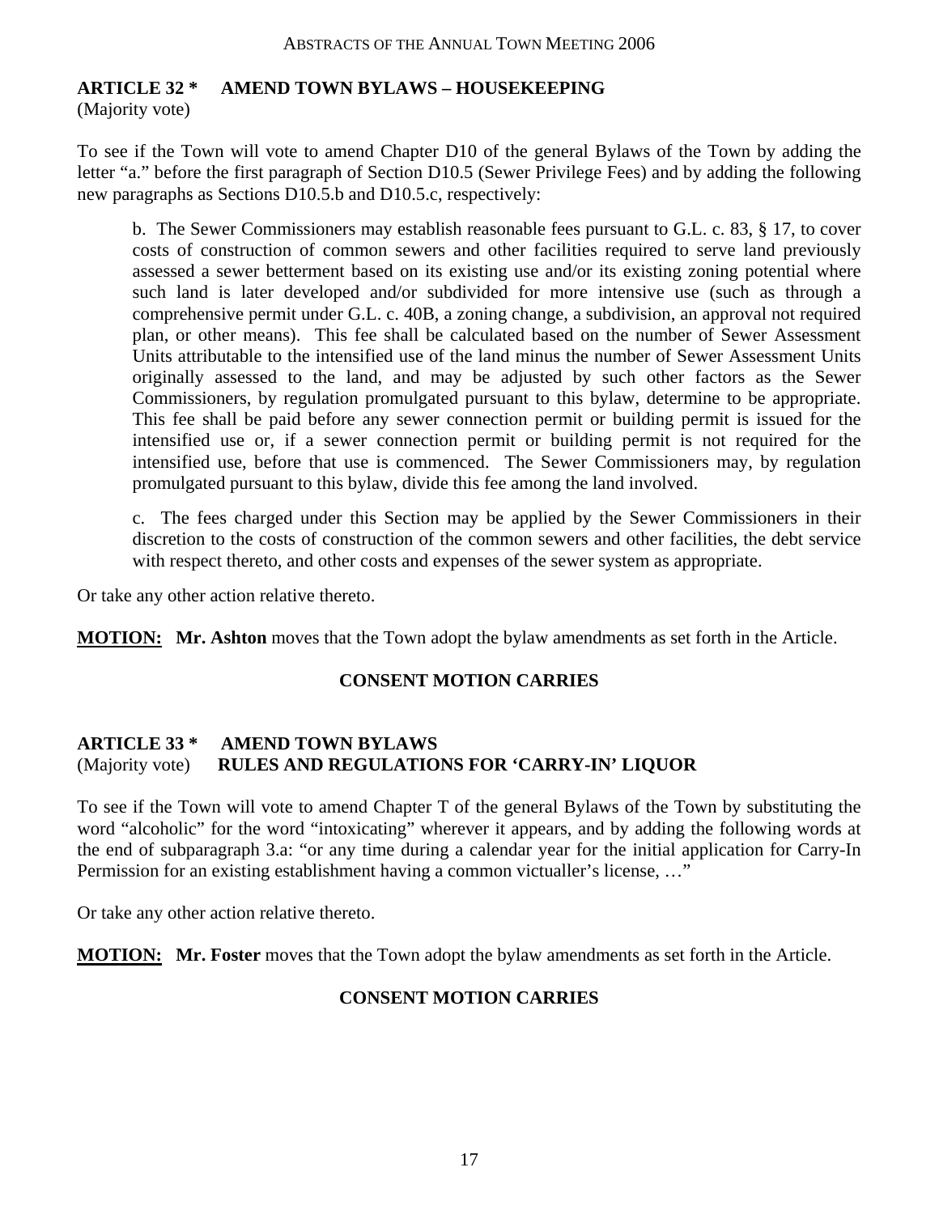## ARTICLE 32 * AMEND TOWN BYLAWS – HOUSEKEEPING

(Majority vote)

To see if the Town will vote to amend Chapter D10 of the general Bylaws of the Town by adding the letter "a." before the first paragraph of Section D10.5 (Sewer Privilege Fees) and by adding the following new paragraphs as Sections D10.5.b and D10.5.c, respectively:

> b. The Sewer Commissioners may establish reasonable fees pursuant to G.L. c. 83, § 17, to cover costs of construction of common sewers and other facilities required to serve land previously assessed a sewer betterment based on its existing use and/or its existing zoning potential where such land is later developed and/or subdivided for more intensive use (such as through a comprehensive permit under G.L. c. 40B, a zoning change, a subdivision, an approval not required plan, or other means). This fee shall be calculated based on the number of Sewer Assessment Units attributable to the intensified use of the land minus the number of Sewer Assessment Units originally assessed to the land, and may be adjusted by such other factors as the Sewer Commissioners, by regulation promulgated pursuant to this bylaw, determine to be appropriate. This fee shall be paid before any sewer connection permit or building permit is issued for the intensified use or, if a sewer connection permit or building permit is not required for the intensified use, before that use is commenced. The Sewer Commissioners may, by regulation promulgated pursuant to this bylaw, divide this fee among the land involved.
>
> c. The fees charged under this Section may be applied by the Sewer Commissioners in their discretion to the costs of construction of the common sewers and other facilities, the debt service with respect thereto, and other costs and expenses of the sewer system as appropriate.

Or take any other action relative thereto.

**MOTION:** **Mr. Ashton** moves that the Town adopt the bylaw amendments as set forth in the Article.

**CONSENT MOTION CARRIES**

## ARTICLE 33 * AMEND TOWN BYLAWS
(Majority vote) **RULES AND REGULATIONS FOR 'CARRY-IN' LIQUOR**

To see if the Town will vote to amend Chapter T of the general Bylaws of the Town by substituting the word "alcoholic" for the word "intoxicating" wherever it appears, and by adding the following words at the end of subparagraph 3.a: "or any time during a calendar year for the initial application for Carry-In Permission for an existing establishment having a common victualler's license, …"

Or take any other action relative thereto.

**MOTION:** **Mr. Foster** moves that the Town adopt the bylaw amendments as set forth in the Article.

**CONSENT MOTION CARRIES**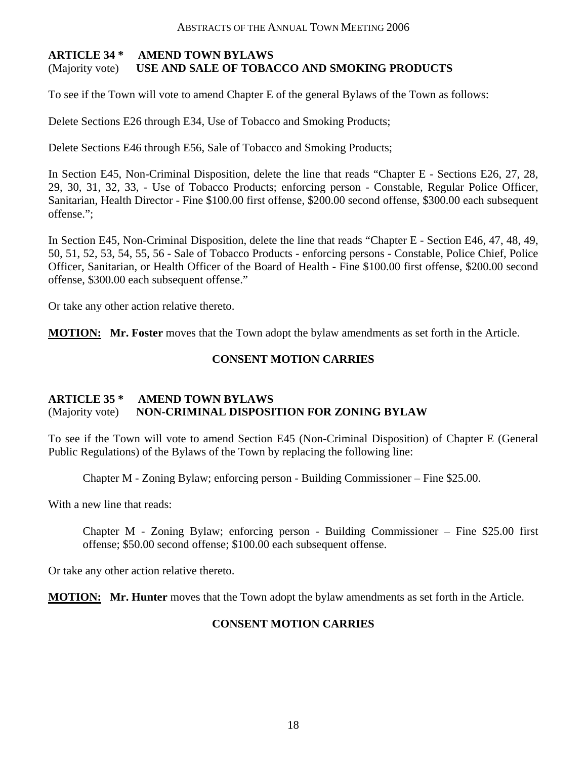**ARTICLE 34 * AMEND TOWN BYLAWS**
(Majority vote) **USE AND SALE OF TOBACCO AND SMOKING PRODUCTS**

To see if the Town will vote to amend Chapter E of the general Bylaws of the Town as follows:

Delete Sections E26 through E34, Use of Tobacco and Smoking Products;

Delete Sections E46 through E56, Sale of Tobacco and Smoking Products;

In Section E45, Non-Criminal Disposition, delete the line that reads "Chapter E - Sections E26, 27, 28, 29, 30, 31, 32, 33, - Use of Tobacco Products; enforcing person - Constable, Regular Police Officer, Sanitarian, Health Director - Fine $100.00 first offense, $200.00 second offense, $300.00 each subsequent offense.";

In Section E45, Non-Criminal Disposition, delete the line that reads "Chapter E - Section E46, 47, 48, 49, 50, 51, 52, 53, 54, 55, 56 - Sale of Tobacco Products - enforcing persons - Constable, Police Chief, Police Officer, Sanitarian, or Health Officer of the Board of Health - Fine $100.00 first offense, $200.00 second offense, $300.00 each subsequent offense."

Or take any other action relative thereto.

**MOTION:** **Mr. Foster** moves that the Town adopt the bylaw amendments as set forth in the Article.

**CONSENT MOTION CARRIES**

**ARTICLE 35 * AMEND TOWN BYLAWS**
(Majority vote) **NON-CRIMINAL DISPOSITION FOR ZONING BYLAW**

To see if the Town will vote to amend Section E45 (Non-Criminal Disposition) of Chapter E (General Public Regulations) of the Bylaws of the Town by replacing the following line:

> Chapter M - Zoning Bylaw; enforcing person - Building Commissioner – Fine $25.00.

With a new line that reads:

> Chapter M - Zoning Bylaw; enforcing person - Building Commissioner – Fine $25.00 first offense; $50.00 second offense; $100.00 each subsequent offense.

Or take any other action relative thereto.

**MOTION:** **Mr. Hunter** moves that the Town adopt the bylaw amendments as set forth in the Article.

**CONSENT MOTION CARRIES**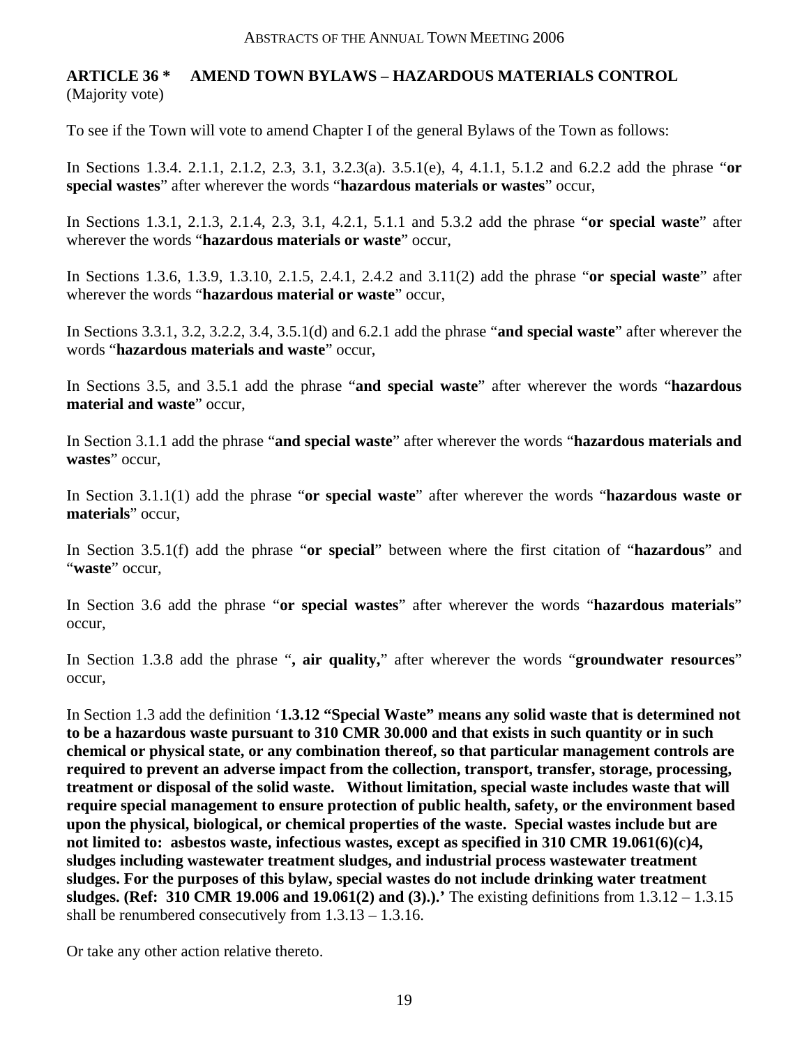**ARTICLE 36 \*     AMEND TOWN BYLAWS – HAZARDOUS MATERIALS CONTROL**
(Majority vote)

To see if the Town will vote to amend Chapter I of the general Bylaws of the Town as follows:

In Sections 1.3.4. 2.1.1, 2.1.2, 2.3, 3.1, 3.2.3(a). 3.5.1(e), 4, 4.1.1, 5.1.2 and 6.2.2 add the phrase "**or special wastes**" after wherever the words "**hazardous materials or wastes**" occur,

In Sections 1.3.1, 2.1.3, 2.1.4, 2.3, 3.1, 4.2.1, 5.1.1 and 5.3.2 add the phrase "**or special waste**" after wherever the words "**hazardous materials or waste**" occur,

In Sections 1.3.6, 1.3.9, 1.3.10, 2.1.5, 2.4.1, 2.4.2 and 3.11(2) add the phrase "**or special waste**" after wherever the words "**hazardous material or waste**" occur,

In Sections 3.3.1, 3.2, 3.2.2, 3.4, 3.5.1(d) and 6.2.1 add the phrase "**and special waste**" after wherever the words "**hazardous materials and waste**" occur,

In Sections 3.5, and 3.5.1 add the phrase "**and special waste**" after wherever the words "**hazardous material and waste**" occur,

In Section 3.1.1 add the phrase "**and special waste**" after wherever the words "**hazardous materials and wastes**" occur,

In Section 3.1.1(1) add the phrase "**or special waste**" after wherever the words "**hazardous waste or materials**" occur,

In Section 3.5.1(f) add the phrase "**or special**" between where the first citation of "**hazardous**" and "**waste**" occur,

In Section 3.6 add the phrase "**or special wastes**" after wherever the words "**hazardous materials**" occur,

In Section 1.3.8 add the phrase "**, air quality,**" after wherever the words "**groundwater resources**" occur,

In Section 1.3 add the definition '**1.3.12 "Special Waste" means any solid waste that is determined not to be a hazardous waste pursuant to 310 CMR 30.000 and that exists in such quantity or in such chemical or physical state, or any combination thereof, so that particular management controls are required to prevent an adverse impact from the collection, transport, transfer, storage, processing, treatment or disposal of the solid waste. Without limitation, special waste includes waste that will require special management to ensure protection of public health, safety, or the environment based upon the physical, biological, or chemical properties of the waste. Special wastes include but are not limited to: asbestos waste, infectious wastes, except as specified in 310 CMR 19.061(6)(c)4, sludges including wastewater treatment sludges, and industrial process wastewater treatment sludges. For the purposes of this bylaw, special wastes do not include drinking water treatment sludges. (Ref: 310 CMR 19.006 and 19.061(2) and (3).).'** The existing definitions from 1.3.12 – 1.3.15 shall be renumbered consecutively from 1.3.13 – 1.3.16.

Or take any other action relative thereto.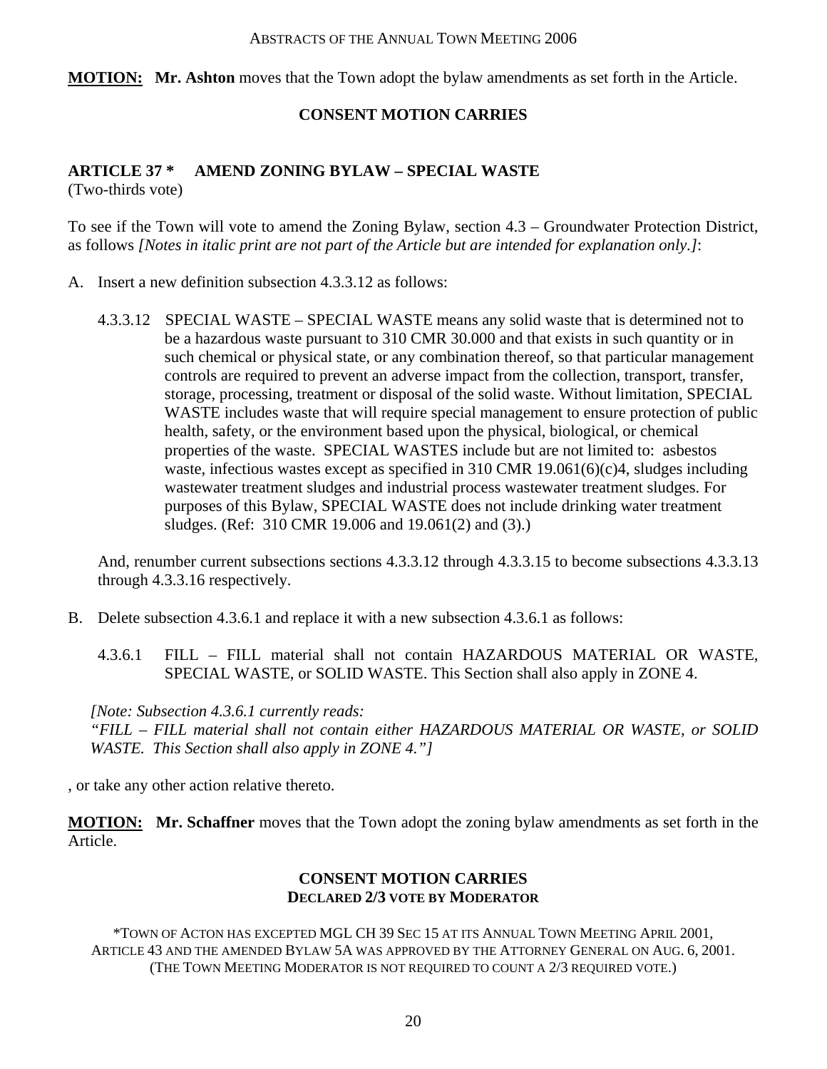**MOTION:** **Mr. Ashton** moves that the Town adopt the bylaw amendments as set forth in the Article.

**CONSENT MOTION CARRIES**

## ARTICLE 37 * AMEND ZONING BYLAW – SPECIAL WASTE

(Two-thirds vote)

To see if the Town will vote to amend the Zoning Bylaw, section 4.3 – Groundwater Protection District, as follows *[Notes in italic print are not part of the Article but are intended for explanation only.]*:

A. Insert a new definition subsection 4.3.3.12 as follows:

   4.3.3.12 SPECIAL WASTE – SPECIAL WASTE means any solid waste that is determined not to be a hazardous waste pursuant to 310 CMR 30.000 and that exists in such quantity or in such chemical or physical state, or any combination thereof, so that particular management controls are required to prevent an adverse impact from the collection, transport, transfer, storage, processing, treatment or disposal of the solid waste. Without limitation, SPECIAL WASTE includes waste that will require special management to ensure protection of public health, safety, or the environment based upon the physical, biological, or chemical properties of the waste. SPECIAL WASTES include but are not limited to: asbestos waste, infectious wastes except as specified in 310 CMR 19.061(6)(c)4, sludges including wastewater treatment sludges and industrial process wastewater treatment sludges. For purposes of this Bylaw, SPECIAL WASTE does not include drinking water treatment sludges. (Ref: 310 CMR 19.006 and 19.061(2) and (3).)

   And, renumber current subsections sections 4.3.3.12 through 4.3.3.15 to become subsections 4.3.3.13 through 4.3.3.16 respectively.

B. Delete subsection 4.3.6.1 and replace it with a new subsection 4.3.6.1 as follows:

   4.3.6.1 FILL – FILL material shall not contain HAZARDOUS MATERIAL OR WASTE, SPECIAL WASTE, or SOLID WASTE. This Section shall also apply in ZONE 4.

   *[Note: Subsection 4.3.6.1 currently reads:*
   *"FILL – FILL material shall not contain either HAZARDOUS MATERIAL OR WASTE, or SOLID WASTE. This Section shall also apply in ZONE 4."]*

, or take any other action relative thereto.

**MOTION:** **Mr. Schaffner** moves that the Town adopt the zoning bylaw amendments as set forth in the Article.

**CONSENT MOTION CARRIES**
**DECLARED 2/3 VOTE BY MODERATOR**

*TOWN OF ACTON HAS EXCEPTED MGL CH 39 SEC 15 AT ITS ANNUAL TOWN MEETING APRIL 2001, ARTICLE 43 AND THE AMENDED BYLAW 5A WAS APPROVED BY THE ATTORNEY GENERAL ON AUG. 6, 2001. (THE TOWN MEETING MODERATOR IS NOT REQUIRED TO COUNT A 2/3 REQUIRED VOTE.)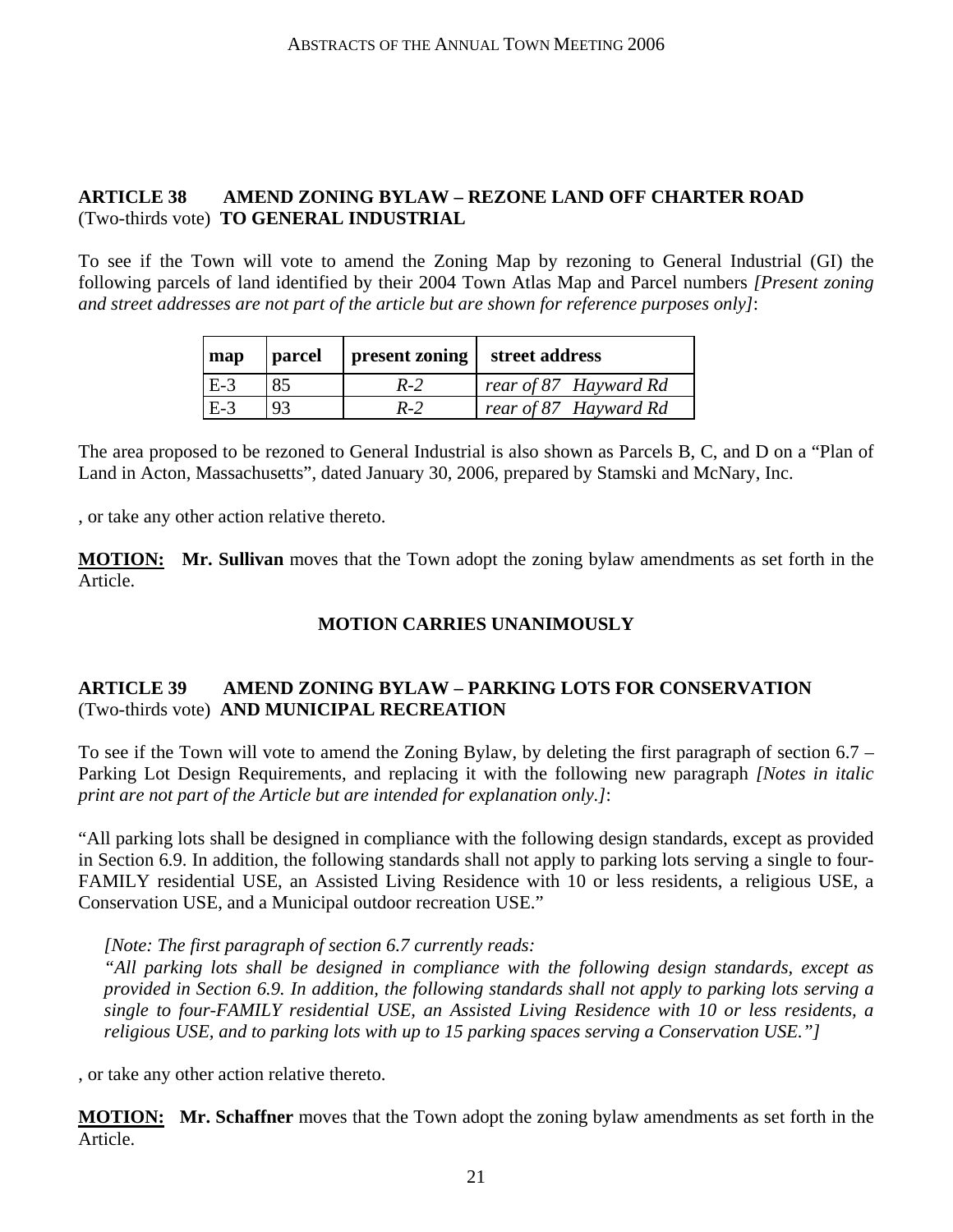**ARTICLE 38 AMEND ZONING BYLAW – REZONE LAND OFF CHARTER ROAD**
(Two-thirds vote) **TO GENERAL INDUSTRIAL**

To see if the Town will vote to amend the Zoning Map by rezoning to General Industrial (GI) the following parcels of land identified by their 2004 Town Atlas Map and Parcel numbers *[Present zoning and street addresses are not part of the article but are shown for reference purposes only]*:

| map | parcel | present zoning | street address |
|---|---|---|---|
| E-3 | 85 | *R-2* | *rear of 87 Hayward Rd* |
| E-3 | 93 | *R-2* | *rear of 87 Hayward Rd* |

The area proposed to be rezoned to General Industrial is also shown as Parcels B, C, and D on a "Plan of Land in Acton, Massachusetts", dated January 30, 2006, prepared by Stamski and McNary, Inc.

, or take any other action relative thereto.

**MOTION:** **Mr. Sullivan** moves that the Town adopt the zoning bylaw amendments as set forth in the Article.

**MOTION CARRIES UNANIMOUSLY**

**ARTICLE 39 AMEND ZONING BYLAW – PARKING LOTS FOR CONSERVATION**
(Two-thirds vote) **AND MUNICIPAL RECREATION**

To see if the Town will vote to amend the Zoning Bylaw, by deleting the first paragraph of section 6.7 – Parking Lot Design Requirements, and replacing it with the following new paragraph *[Notes in italic print are not part of the Article but are intended for explanation only.]*:

"All parking lots shall be designed in compliance with the following design standards, except as provided in Section 6.9. In addition, the following standards shall not apply to parking lots serving a single to four-FAMILY residential USE, an Assisted Living Residence with 10 or less residents, a religious USE, a Conservation USE, and a Municipal outdoor recreation USE."

*[Note: The first paragraph of section 6.7 currently reads:*
*"All parking lots shall be designed in compliance with the following design standards, except as provided in Section 6.9. In addition, the following standards shall not apply to parking lots serving a single to four-FAMILY residential USE, an Assisted Living Residence with 10 or less residents, a religious USE, and to parking lots with up to 15 parking spaces serving a Conservation USE."]*

, or take any other action relative thereto.

**MOTION:** **Mr. Schaffner** moves that the Town adopt the zoning bylaw amendments as set forth in the Article.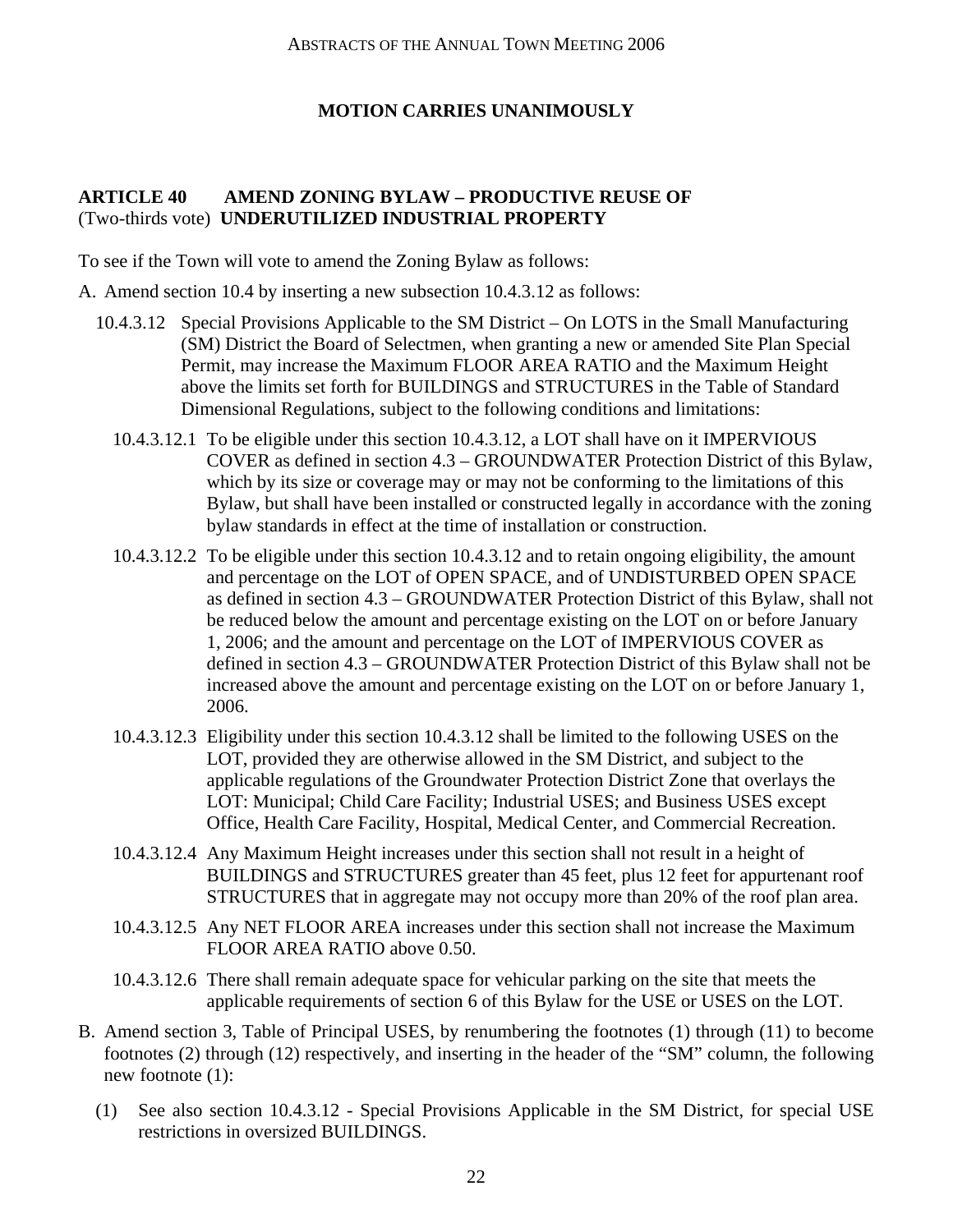**MOTION CARRIES UNANIMOUSLY**

**ARTICLE 40 AMEND ZONING BYLAW – PRODUCTIVE REUSE OF**
(Two-thirds vote) **UNDERUTILIZED INDUSTRIAL PROPERTY**

To see if the Town will vote to amend the Zoning Bylaw as follows:

A. Amend section 10.4 by inserting a new subsection 10.4.3.12 as follows:

10.4.3.12 Special Provisions Applicable to the SM District – On LOTS in the Small Manufacturing (SM) District the Board of Selectmen, when granting a new or amended Site Plan Special Permit, may increase the Maximum FLOOR AREA RATIO and the Maximum Height above the limits set forth for BUILDINGS and STRUCTURES in the Table of Standard Dimensional Regulations, subject to the following conditions and limitations:

10.4.3.12.1 To be eligible under this section 10.4.3.12, a LOT shall have on it IMPERVIOUS COVER as defined in section 4.3 – GROUNDWATER Protection District of this Bylaw, which by its size or coverage may or may not be conforming to the limitations of this Bylaw, but shall have been installed or constructed legally in accordance with the zoning bylaw standards in effect at the time of installation or construction.

10.4.3.12.2 To be eligible under this section 10.4.3.12 and to retain ongoing eligibility, the amount and percentage on the LOT of OPEN SPACE, and of UNDISTURBED OPEN SPACE as defined in section 4.3 – GROUNDWATER Protection District of this Bylaw, shall not be reduced below the amount and percentage existing on the LOT on or before January 1, 2006; and the amount and percentage on the LOT of IMPERVIOUS COVER as defined in section 4.3 – GROUNDWATER Protection District of this Bylaw shall not be increased above the amount and percentage existing on the LOT on or before January 1, 2006.

10.4.3.12.3 Eligibility under this section 10.4.3.12 shall be limited to the following USES on the LOT, provided they are otherwise allowed in the SM District, and subject to the applicable regulations of the Groundwater Protection District Zone that overlays the LOT: Municipal; Child Care Facility; Industrial USES; and Business USES except Office, Health Care Facility, Hospital, Medical Center, and Commercial Recreation.

10.4.3.12.4 Any Maximum Height increases under this section shall not result in a height of BUILDINGS and STRUCTURES greater than 45 feet, plus 12 feet for appurtenant roof STRUCTURES that in aggregate may not occupy more than 20% of the roof plan area.

10.4.3.12.5 Any NET FLOOR AREA increases under this section shall not increase the Maximum FLOOR AREA RATIO above 0.50.

10.4.3.12.6 There shall remain adequate space for vehicular parking on the site that meets the applicable requirements of section 6 of this Bylaw for the USE or USES on the LOT.

B. Amend section 3, Table of Principal USES, by renumbering the footnotes (1) through (11) to become footnotes (2) through (12) respectively, and inserting in the header of the "SM" column, the following new footnote (1):

(1) See also section 10.4.3.12 - Special Provisions Applicable in the SM District, for special USE restrictions in oversized BUILDINGS.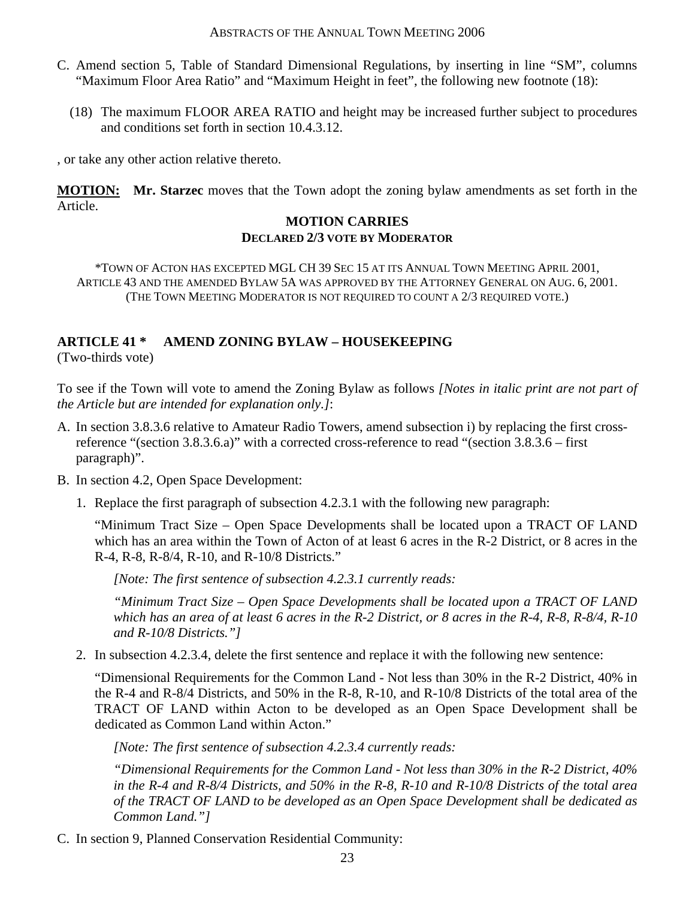C. Amend section 5, Table of Standard Dimensional Regulations, by inserting in line “SM”, columns “Maximum Floor Area Ratio” and “Maximum Height in feet”, the following new footnote (18):

   (18) The maximum FLOOR AREA RATIO and height may be increased further subject to procedures and conditions set forth in section 10.4.3.12.

, or take any other action relative thereto.

**MOTION:** **Mr. Starzec** moves that the Town adopt the zoning bylaw amendments as set forth in the Article.

**MOTION CARRIES**
**DECLARED 2/3 VOTE BY MODERATOR**

*TOWN OF ACTON HAS EXCEPTED MGL CH 39 SEC 15 AT ITS ANNUAL TOWN MEETING APRIL 2001, ARTICLE 43 AND THE AMENDED BYLAW 5A WAS APPROVED BY THE ATTORNEY GENERAL ON AUG. 6, 2001. (THE TOWN MEETING MODERATOR IS NOT REQUIRED TO COUNT A 2/3 REQUIRED VOTE.)

## ARTICLE 41 * AMEND ZONING BYLAW – HOUSEKEEPING

(Two-thirds vote)

To see if the Town will vote to amend the Zoning Bylaw as follows *[Notes in italic print are not part of the Article but are intended for explanation only.]*:

A. In section 3.8.3.6 relative to Amateur Radio Towers, amend subsection i) by replacing the first cross-reference “(section 3.8.3.6.a)” with a corrected cross-reference to read “(section 3.8.3.6 – first paragraph)”.

B. In section 4.2, Open Space Development:

   1. Replace the first paragraph of subsection 4.2.3.1 with the following new paragraph:

      “Minimum Tract Size – Open Space Developments shall be located upon a TRACT OF LAND which has an area within the Town of Acton of at least 6 acres in the R-2 District, or 8 acres in the R-4, R-8, R-8/4, R-10, and R-10/8 Districts.”

      *[Note: The first sentence of subsection 4.2.3.1 currently reads:*

      *“Minimum Tract Size – Open Space Developments shall be located upon a TRACT OF LAND which has an area of at least 6 acres in the R-2 District, or 8 acres in the R-4, R-8, R-8/4, R-10 and R-10/8 Districts.”]*

   2. In subsection 4.2.3.4, delete the first sentence and replace it with the following new sentence:

      “Dimensional Requirements for the Common Land - Not less than 30% in the R-2 District, 40% in the R-4 and R-8/4 Districts, and 50% in the R-8, R-10, and R-10/8 Districts of the total area of the TRACT OF LAND within Acton to be developed as an Open Space Development shall be dedicated as Common Land within Acton.”

      *[Note: The first sentence of subsection 4.2.3.4 currently reads:*

      *“Dimensional Requirements for the Common Land - Not less than 30% in the R-2 District, 40% in the R-4 and R-8/4 Districts, and 50% in the R-8, R-10 and R-10/8 Districts of the total area of the TRACT OF LAND to be developed as an Open Space Development shall be dedicated as Common Land.”]*

C. In section 9, Planned Conservation Residential Community: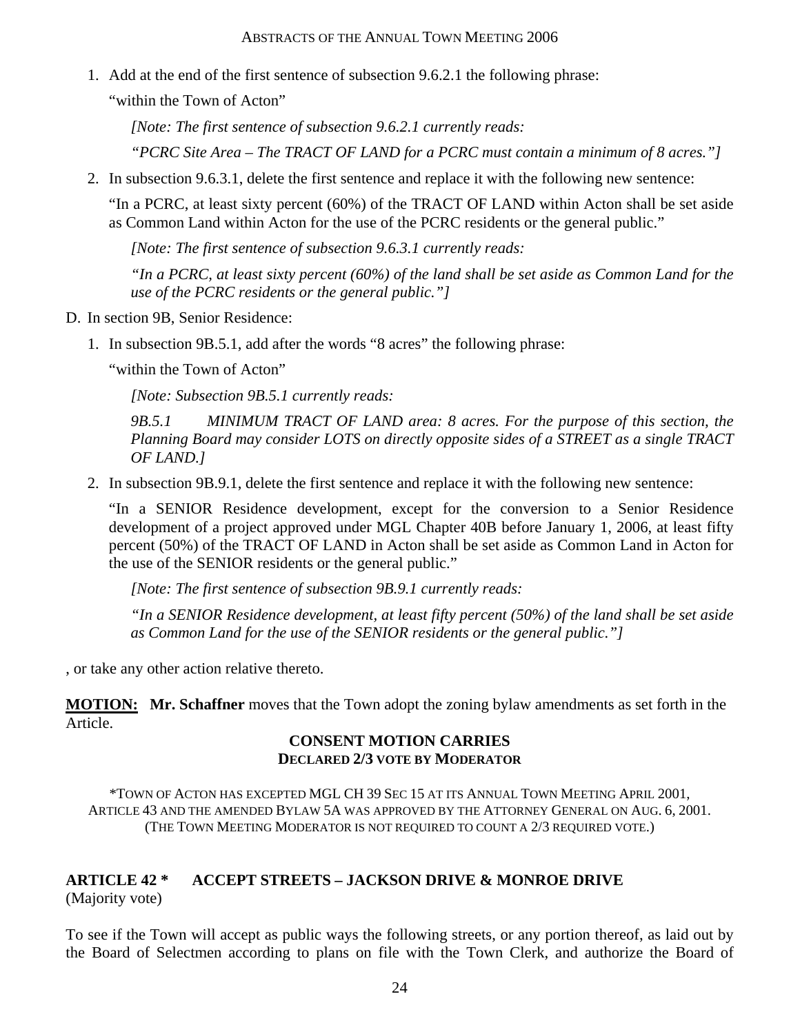1. Add at the end of the first sentence of subsection 9.6.2.1 the following phrase:

   "within the Town of Acton"

   *[Note: The first sentence of subsection 9.6.2.1 currently reads:*

   *"PCRC Site Area – The TRACT OF LAND for a PCRC must contain a minimum of 8 acres."]*

2. In subsection 9.6.3.1, delete the first sentence and replace it with the following new sentence:

   "In a PCRC, at least sixty percent (60%) of the TRACT OF LAND within Acton shall be set aside as Common Land within Acton for the use of the PCRC residents or the general public."

   *[Note: The first sentence of subsection 9.6.3.1 currently reads:*

   *"In a PCRC, at least sixty percent (60%) of the land shall be set aside as Common Land for the use of the PCRC residents or the general public."]*

D. In section 9B, Senior Residence:

1. In subsection 9B.5.1, add after the words "8 acres" the following phrase:

   "within the Town of Acton"

   *[Note: Subsection 9B.5.1 currently reads:*

   *9B.5.1 MINIMUM TRACT OF LAND area: 8 acres. For the purpose of this section, the Planning Board may consider LOTS on directly opposite sides of a STREET as a single TRACT OF LAND.]*

2. In subsection 9B.9.1, delete the first sentence and replace it with the following new sentence:

   "In a SENIOR Residence development, except for the conversion to a Senior Residence development of a project approved under MGL Chapter 40B before January 1, 2006, at least fifty percent (50%) of the TRACT OF LAND in Acton shall be set aside as Common Land in Acton for the use of the SENIOR residents or the general public."

   *[Note: The first sentence of subsection 9B.9.1 currently reads:*

   *"In a SENIOR Residence development, at least fifty percent (50%) of the land shall be set aside as Common Land for the use of the SENIOR residents or the general public."]*

, or take any other action relative thereto.

**MOTION: Mr. Schaffner** moves that the Town adopt the zoning bylaw amendments as set forth in the Article.

**CONSENT MOTION CARRIES**
**DECLARED 2/3 VOTE BY MODERATOR**

*TOWN OF ACTON HAS EXCEPTED MGL CH 39 SEC 15 AT ITS ANNUAL TOWN MEETING APRIL 2001, ARTICLE 43 AND THE AMENDED BYLAW 5A WAS APPROVED BY THE ATTORNEY GENERAL ON AUG. 6, 2001. (THE TOWN MEETING MODERATOR IS NOT REQUIRED TO COUNT A 2/3 REQUIRED VOTE.)

## ARTICLE 42 * ACCEPT STREETS – JACKSON DRIVE & MONROE DRIVE
(Majority vote)

To see if the Town will accept as public ways the following streets, or any portion thereof, as laid out by the Board of Selectmen according to plans on file with the Town Clerk, and authorize the Board of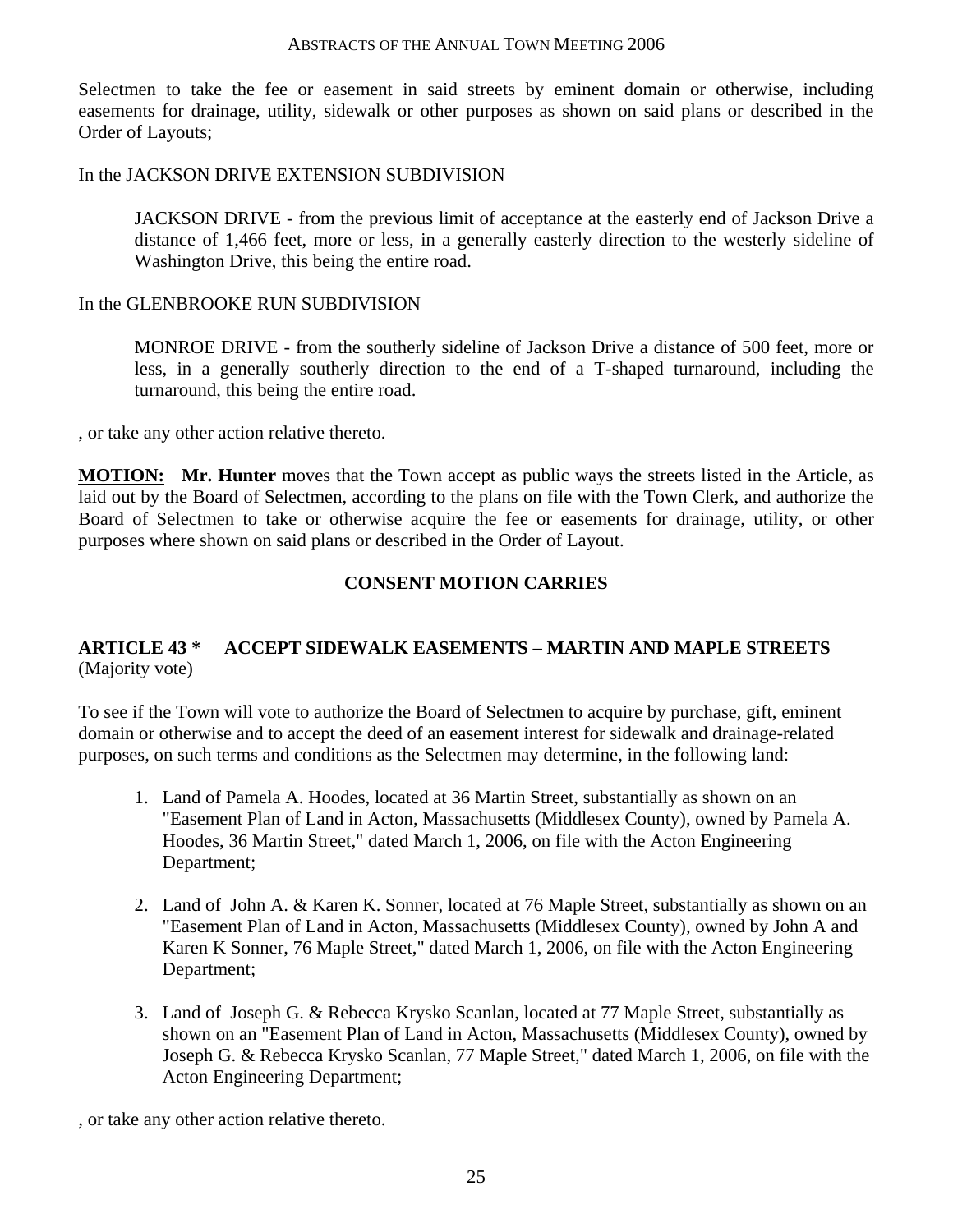Selectmen to take the fee or easement in said streets by eminent domain or otherwise, including easements for drainage, utility, sidewalk or other purposes as shown on said plans or described in the Order of Layouts;

In the JACKSON DRIVE EXTENSION SUBDIVISION

> JACKSON DRIVE - from the previous limit of acceptance at the easterly end of Jackson Drive a distance of 1,466 feet, more or less, in a generally easterly direction to the westerly sideline of Washington Drive, this being the entire road.

In the GLENBROOKE RUN SUBDIVISION

> MONROE DRIVE - from the southerly sideline of Jackson Drive a distance of 500 feet, more or less, in a generally southerly direction to the end of a T-shaped turnaround, including the turnaround, this being the entire road.

, or take any other action relative thereto.

**MOTION:** **Mr. Hunter** moves that the Town accept as public ways the streets listed in the Article, as laid out by the Board of Selectmen, according to the plans on file with the Town Clerk, and authorize the Board of Selectmen to take or otherwise acquire the fee or easements for drainage, utility, or other purposes where shown on said plans or described in the Order of Layout.

**CONSENT MOTION CARRIES**

## ARTICLE 43 * ACCEPT SIDEWALK EASEMENTS – MARTIN AND MAPLE STREETS

(Majority vote)

To see if the Town will vote to authorize the Board of Selectmen to acquire by purchase, gift, eminent domain or otherwise and to accept the deed of an easement interest for sidewalk and drainage-related purposes, on such terms and conditions as the Selectmen may determine, in the following land:

1. Land of Pamela A. Hoodes, located at 36 Martin Street, substantially as shown on an "Easement Plan of Land in Acton, Massachusetts (Middlesex County), owned by Pamela A. Hoodes, 36 Martin Street," dated March 1, 2006, on file with the Acton Engineering Department;

2. Land of John A. & Karen K. Sonner, located at 76 Maple Street, substantially as shown on an "Easement Plan of Land in Acton, Massachusetts (Middlesex County), owned by John A and Karen K Sonner, 76 Maple Street," dated March 1, 2006, on file with the Acton Engineering Department;

3. Land of Joseph G. & Rebecca Krysko Scanlan, located at 77 Maple Street, substantially as shown on an "Easement Plan of Land in Acton, Massachusetts (Middlesex County), owned by Joseph G. & Rebecca Krysko Scanlan, 77 Maple Street," dated March 1, 2006, on file with the Acton Engineering Department;

, or take any other action relative thereto.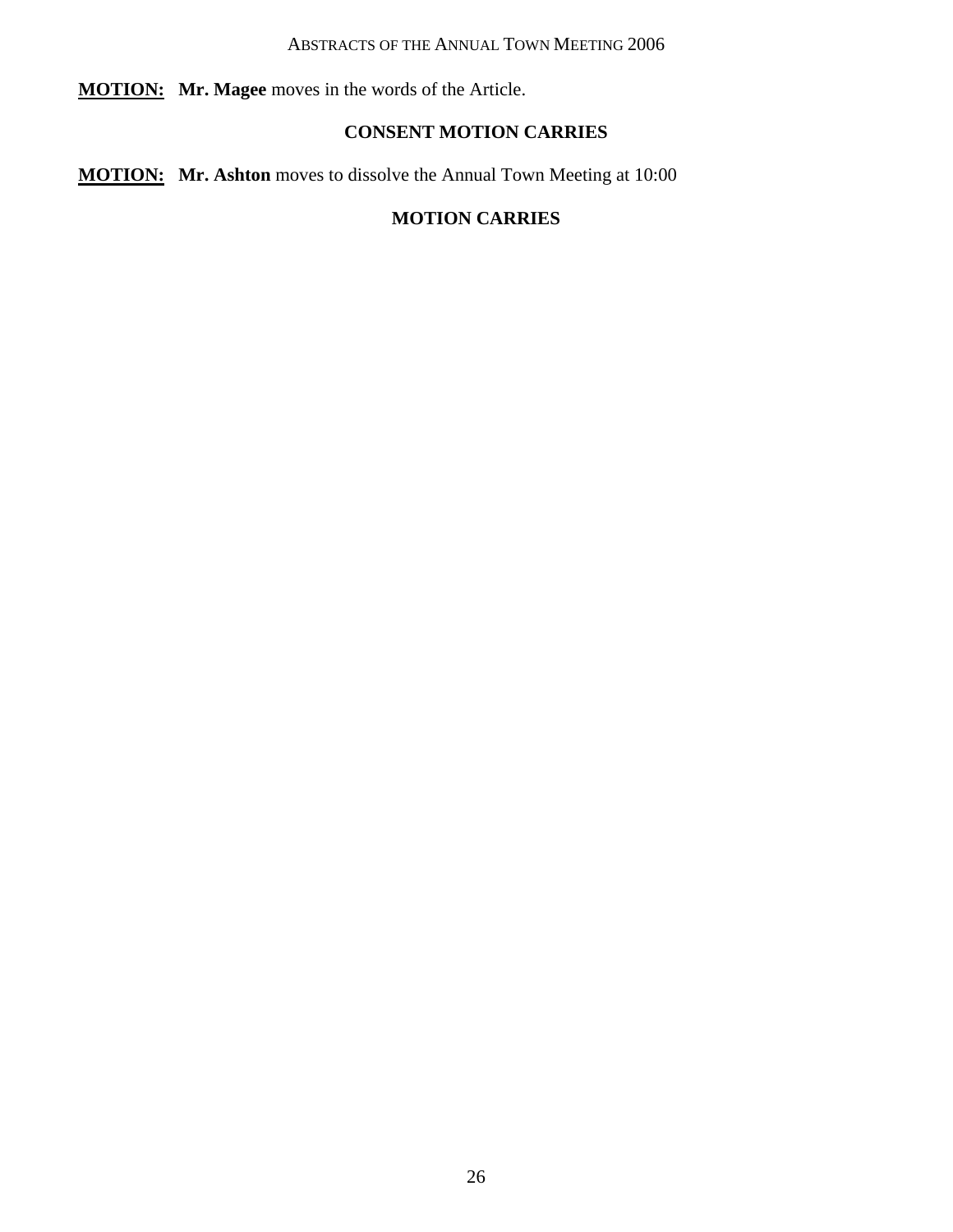**MOTION:** **Mr. Magee** moves in the words of the Article.

**CONSENT MOTION CARRIES**

**MOTION:** **Mr. Ashton** moves to dissolve the Annual Town Meeting at 10:00

**MOTION CARRIES**